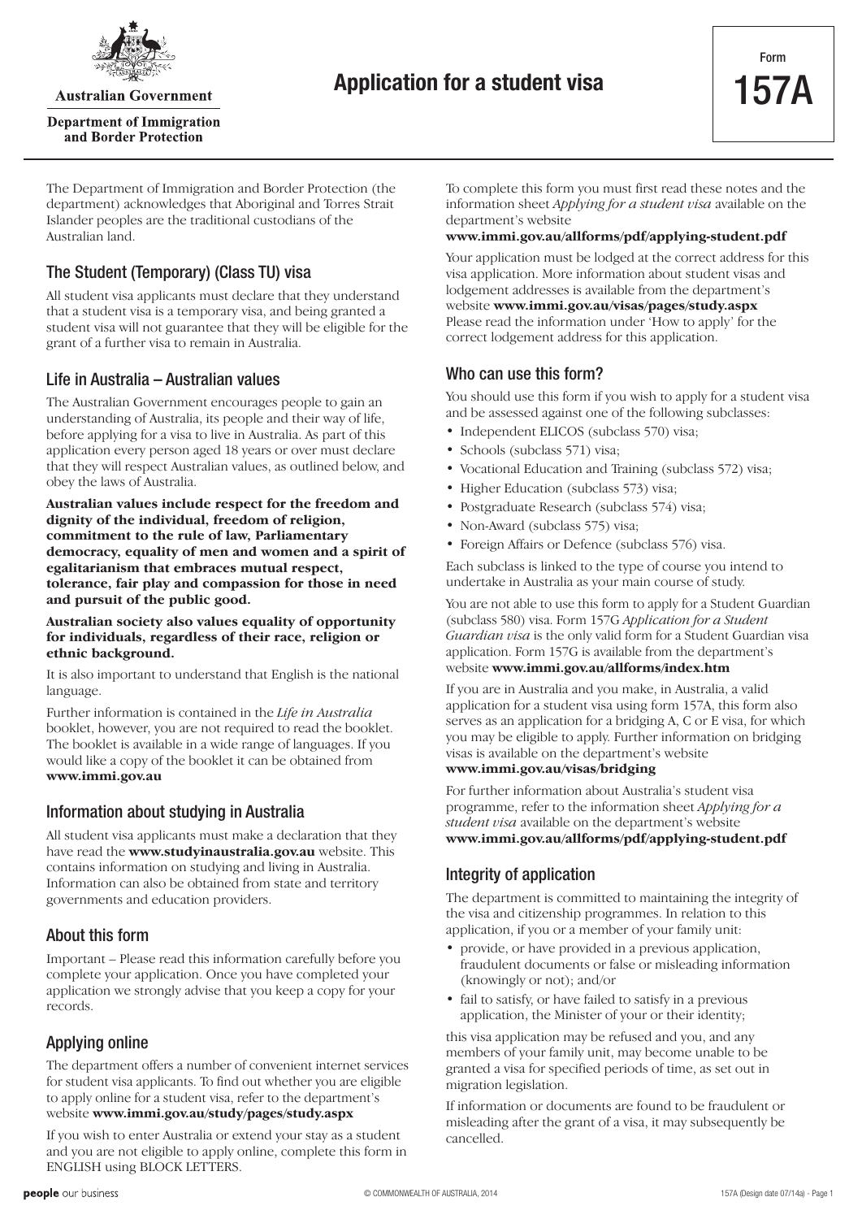Australian Government

Department of Immigration and Border Protection

# Application for a student visa

Form **157A**

The Department of Immigration and Border Protection (the department) acknowledges that Aboriginal and Torres Strait Islander peoples are the traditional custodians of the Australian land.

## The Student (Temporary) (Class TU) visa

All student visa applicants must declare that they understand that a student visa is a temporary visa, and being granted a student visa will not guarantee that they will be eligible for the grant of a further visa to remain in Australia.

## Life in Australia – Australian values

The Australian Government encourages people to gain an understanding of Australia, its people and their way of life, before applying for a visa to live in Australia. As part of this application every person aged 18 years or over must declare that they will respect Australian values, as outlined below, and obey the laws of Australia.

**Australian values include respect for the freedom and dignity of the individual, freedom of religion, commitment to the rule of law, Parliamentary democracy, equality of men and women and a spirit of egalitarianism that embraces mutual respect, tolerance, fair play and compassion for those in need and pursuit of the public good.**

**Australian society also values equality of opportunity for individuals, regardless of their race, religion or ethnic background.**

It is also important to understand that English is the national language.

Further information is contained in the *Life in Australia* booklet, however, you are not required to read the booklet. The booklet is available in a wide range of languages. If you would like a copy of the booklet it can be obtained from **www.immi.gov.au**

## Information about studying in Australia

All student visa applicants must make a declaration that they have read the **www.studyinaustralia.gov.au** website. This contains information on studying and living in Australia. Information can also be obtained from state and territory governments and education providers.

## About this form

Important – Please read this information carefully before you complete your application. Once you have completed your application we strongly advise that you keep a copy for your records.

## Applying online

The department offers a number of convenient internet services for student visa applicants. To find out whether you are eligible to apply online for a student visa, refer to the department's website **www.immi.gov.au/study/pages/study.aspx**

If you wish to enter Australia or extend your stay as a student and you are not eligible to apply online, complete this form in ENGLISH using BLOCK LETTERS.

To complete this form you must first read these notes and the information sheet *Applying for a student visa* available on the department's website
**www.immi.gov.au/allforms/pdf/applying-student.pdf**

Your application must be lodged at the correct address for this visa application. More information about student visas and lodgement addresses is available from the department's website **www.immi.gov.au/visas/pages/study.aspx**
Please read the information under 'How to apply' for the correct lodgement address for this application.

## Who can use this form?

You should use this form if you wish to apply for a student visa and be assessed against one of the following subclasses:

- Independent ELICOS (subclass 570) visa;
- Schools (subclass 571) visa;
- Vocational Education and Training (subclass 572) visa;
- Higher Education (subclass 573) visa;
- Postgraduate Research (subclass 574) visa;
- Non-Award (subclass 575) visa;
- Foreign Affairs or Defence (subclass 576) visa.

Each subclass is linked to the type of course you intend to undertake in Australia as your main course of study.

You are not able to use this form to apply for a Student Guardian (subclass 580) visa. Form 157G *Application for a Student Guardian visa* is the only valid form for a Student Guardian visa application. Form 157G is available from the department's website **www.immi.gov.au/allforms/index.htm**

If you are in Australia and you make, in Australia, a valid application for a student visa using form 157A, this form also serves as an application for a bridging A, C or E visa, for which you may be eligible to apply. Further information on bridging visas is available on the department's website
**www.immi.gov.au/visas/bridging**

For further information about Australia's student visa programme, refer to the information sheet *Applying for a student visa* available on the department's website
**www.immi.gov.au/allforms/pdf/applying-student.pdf**

## Integrity of application

The department is committed to maintaining the integrity of the visa and citizenship programmes. In relation to this application, if you or a member of your family unit:

- provide, or have provided in a previous application, fraudulent documents or false or misleading information (knowingly or not); and/or
- fail to satisfy, or have failed to satisfy in a previous application, the Minister of your or their identity;

this visa application may be refused and you, and any members of your family unit, may become unable to be granted a visa for specified periods of time, as set out in migration legislation.

If information or documents are found to be fraudulent or misleading after the grant of a visa, it may subsequently be cancelled.

© COMMONWEALTH OF AUSTRALIA, 2014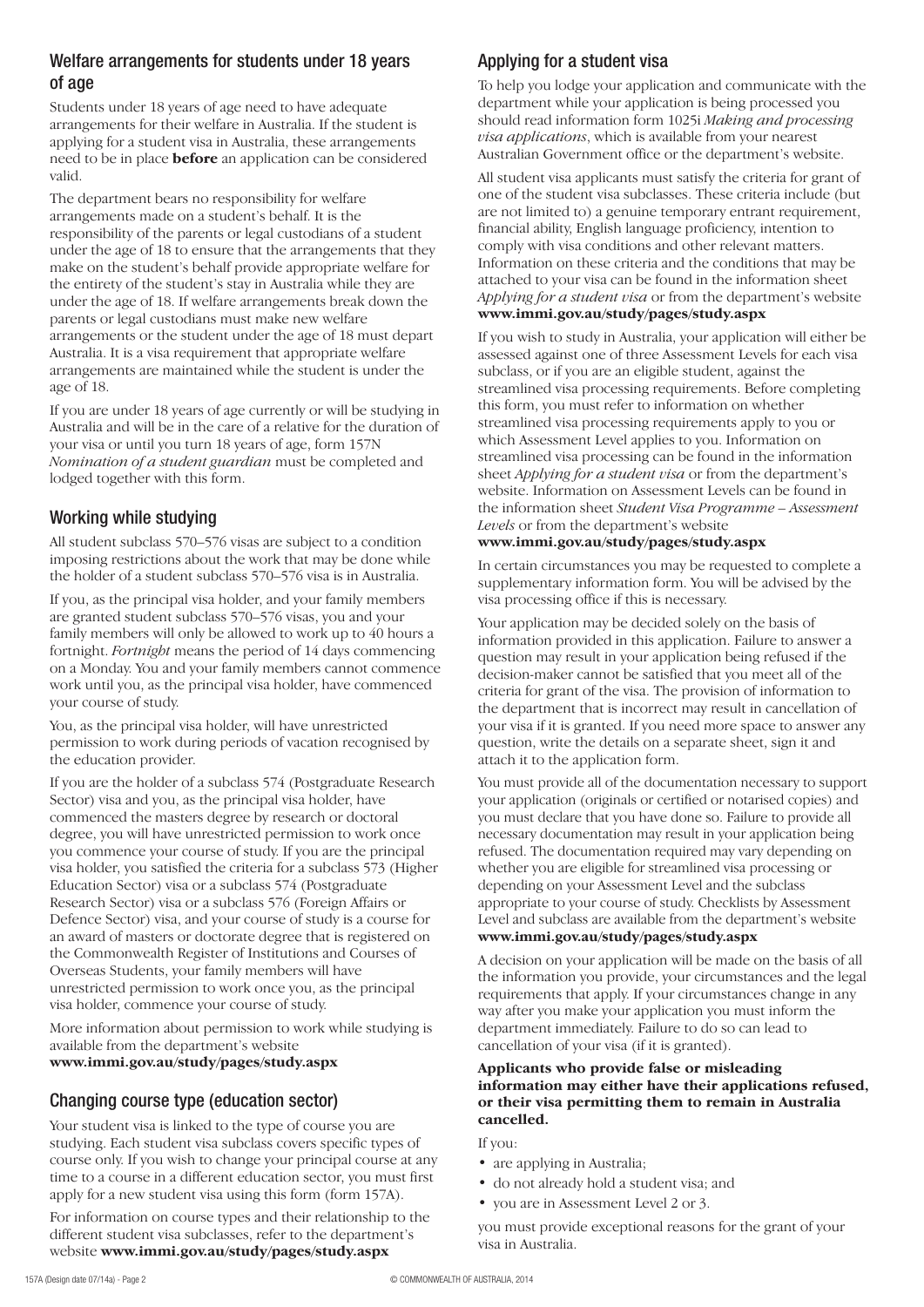## Welfare arrangements for students under 18 years of age

Students under 18 years of age need to have adequate arrangements for their welfare in Australia. If the student is applying for a student visa in Australia, these arrangements need to be in place **before** an application can be considered valid.

The department bears no responsibility for welfare arrangements made on a student's behalf. It is the responsibility of the parents or legal custodians of a student under the age of 18 to ensure that the arrangements that they make on the student's behalf provide appropriate welfare for the entirety of the student's stay in Australia while they are under the age of 18. If welfare arrangements break down the parents or legal custodians must make new welfare arrangements or the student under the age of 18 must depart Australia. It is a visa requirement that appropriate welfare arrangements are maintained while the student is under the age of 18.

If you are under 18 years of age currently or will be studying in Australia and will be in the care of a relative for the duration of your visa or until you turn 18 years of age, form 157N *Nomination of a student guardian* must be completed and lodged together with this form.

## Working while studying

All student subclass 570–576 visas are subject to a condition imposing restrictions about the work that may be done while the holder of a student subclass 570–576 visa is in Australia.

If you, as the principal visa holder, and your family members are granted student subclass 570–576 visas, you and your family members will only be allowed to work up to 40 hours a fortnight. *Fortnight* means the period of 14 days commencing on a Monday. You and your family members cannot commence work until you, as the principal visa holder, have commenced your course of study.

You, as the principal visa holder, will have unrestricted permission to work during periods of vacation recognised by the education provider.

If you are the holder of a subclass 574 (Postgraduate Research Sector) visa and you, as the principal visa holder, have commenced the masters degree by research or doctoral degree, you will have unrestricted permission to work once you commence your course of study. If you are the principal visa holder, you satisfied the criteria for a subclass 573 (Higher Education Sector) visa or a subclass 574 (Postgraduate Research Sector) visa or a subclass 576 (Foreign Affairs or Defence Sector) visa, and your course of study is a course for an award of masters or doctorate degree that is registered on the Commonwealth Register of Institutions and Courses of Overseas Students, your family members will have unrestricted permission to work once you, as the principal visa holder, commence your course of study.

More information about permission to work while studying is available from the department's website **www.immi.gov.au/study/pages/study.aspx**

## Changing course type (education sector)

Your student visa is linked to the type of course you are studying. Each student visa subclass covers specific types of course only. If you wish to change your principal course at any time to a course in a different education sector, you must first apply for a new student visa using this form (form 157A).

For information on course types and their relationship to the different student visa subclasses, refer to the department's website **www.immi.gov.au/study/pages/study.aspx**

## Applying for a student visa

To help you lodge your application and communicate with the department while your application is being processed you should read information form 1025i *Making and processing visa applications*, which is available from your nearest Australian Government office or the department's website.

All student visa applicants must satisfy the criteria for grant of one of the student visa subclasses. These criteria include (but are not limited to) a genuine temporary entrant requirement, financial ability, English language proficiency, intention to comply with visa conditions and other relevant matters. Information on these criteria and the conditions that may be attached to your visa can be found in the information sheet *Applying for a student visa* or from the department's website **www.immi.gov.au/study/pages/study.aspx**

If you wish to study in Australia, your application will either be assessed against one of three Assessment Levels for each visa subclass, or if you are an eligible student, against the streamlined visa processing requirements. Before completing this form, you must refer to information on whether streamlined visa processing requirements apply to you or which Assessment Level applies to you. Information on streamlined visa processing can be found in the information sheet *Applying for a student visa* or from the department's website. Information on Assessment Levels can be found in the information sheet *Student Visa Programme – Assessment Levels* or from the department's website **www.immi.gov.au/study/pages/study.aspx**

In certain circumstances you may be requested to complete a supplementary information form. You will be advised by the visa processing office if this is necessary.

Your application may be decided solely on the basis of information provided in this application. Failure to answer a question may result in your application being refused if the decision-maker cannot be satisfied that you meet all of the criteria for grant of the visa. The provision of information to the department that is incorrect may result in cancellation of your visa if it is granted. If you need more space to answer any question, write the details on a separate sheet, sign it and attach it to the application form.

You must provide all of the documentation necessary to support your application (originals or certified or notarised copies) and you must declare that you have done so. Failure to provide all necessary documentation may result in your application being refused. The documentation required may vary depending on whether you are eligible for streamlined visa processing or depending on your Assessment Level and the subclass appropriate to your course of study. Checklists by Assessment Level and subclass are available from the department's website **www.immi.gov.au/study/pages/study.aspx**

A decision on your application will be made on the basis of all the information you provide, your circumstances and the legal requirements that apply. If your circumstances change in any way after you make your application you must inform the department immediately. Failure to do so can lead to cancellation of your visa (if it is granted).

**Applicants who provide false or misleading information may either have their applications refused, or their visa permitting them to remain in Australia cancelled.**

If you:

- are applying in Australia;
- do not already hold a student visa; and
- you are in Assessment Level 2 or 3.

you must provide exceptional reasons for the grant of your visa in Australia.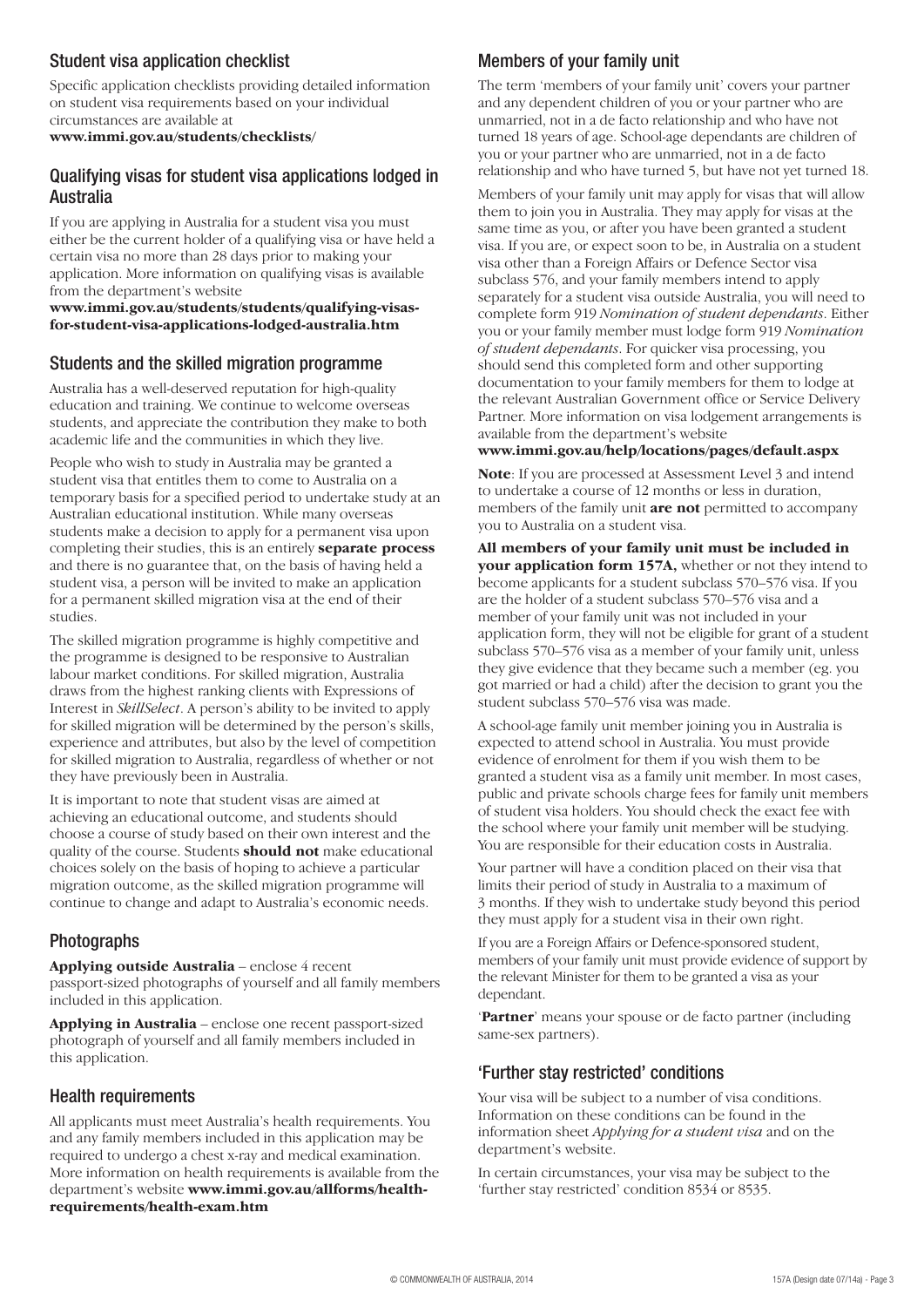## Student visa application checklist

Specific application checklists providing detailed information on student visa requirements based on your individual circumstances are available at
**www.immi.gov.au/students/checklists/**

## Qualifying visas for student visa applications lodged in Australia

If you are applying in Australia for a student visa you must either be the current holder of a qualifying visa or have held a certain visa no more than 28 days prior to making your application. More information on qualifying visas is available from the department's website
**www.immi.gov.au/students/students/qualifying-visas-for-student-visa-applications-lodged-australia.htm**

## Students and the skilled migration programme

Australia has a well-deserved reputation for high-quality education and training. We continue to welcome overseas students, and appreciate the contribution they make to both academic life and the communities in which they live.

People who wish to study in Australia may be granted a student visa that entitles them to come to Australia on a temporary basis for a specified period to undertake study at an Australian educational institution. While many overseas students make a decision to apply for a permanent visa upon completing their studies, this is an entirely **separate process** and there is no guarantee that, on the basis of having held a student visa, a person will be invited to make an application for a permanent skilled migration visa at the end of their studies.

The skilled migration programme is highly competitive and the programme is designed to be responsive to Australian labour market conditions. For skilled migration, Australia draws from the highest ranking clients with Expressions of Interest in *SkillSelect*. A person's ability to be invited to apply for skilled migration will be determined by the person's skills, experience and attributes, but also by the level of competition for skilled migration to Australia, regardless of whether or not they have previously been in Australia.

It is important to note that student visas are aimed at achieving an educational outcome, and students should choose a course of study based on their own interest and the quality of the course. Students **should not** make educational choices solely on the basis of hoping to achieve a particular migration outcome, as the skilled migration programme will continue to change and adapt to Australia's economic needs.

## Photographs

**Applying outside Australia** – enclose 4 recent passport-sized photographs of yourself and all family members included in this application.

**Applying in Australia** – enclose one recent passport-sized photograph of yourself and all family members included in this application.

## Health requirements

All applicants must meet Australia's health requirements. You and any family members included in this application may be required to undergo a chest x-ray and medical examination. More information on health requirements is available from the department's website **www.immi.gov.au/allforms/health-requirements/health-exam.htm**

## Members of your family unit

The term 'members of your family unit' covers your partner and any dependent children of you or your partner who are unmarried, not in a de facto relationship and who have not turned 18 years of age. School-age dependants are children of you or your partner who are unmarried, not in a de facto relationship and who have turned 5, but have not yet turned 18.

Members of your family unit may apply for visas that will allow them to join you in Australia. They may apply for visas at the same time as you, or after you have been granted a student visa. If you are, or expect soon to be, in Australia on a student visa other than a Foreign Affairs or Defence Sector visa subclass 576, and your family members intend to apply separately for a student visa outside Australia, you will need to complete form 919 *Nomination of student dependants*. Either you or your family member must lodge form 919 *Nomination of student dependants*. For quicker visa processing, you should send this completed form and other supporting documentation to your family members for them to lodge at the relevant Australian Government office or Service Delivery Partner. More information on visa lodgement arrangements is available from the department's website
**www.immi.gov.au/help/locations/pages/default.aspx**

**Note**: If you are processed at Assessment Level 3 and intend to undertake a course of 12 months or less in duration, members of the family unit **are not** permitted to accompany you to Australia on a student visa.

**All members of your family unit must be included in your application form 157A,** whether or not they intend to become applicants for a student subclass 570–576 visa. If you are the holder of a student subclass 570–576 visa and a member of your family unit was not included in your application form, they will not be eligible for grant of a student subclass 570–576 visa as a member of your family unit, unless they give evidence that they became such a member (eg. you got married or had a child) after the decision to grant you the student subclass 570–576 visa was made.

A school-age family unit member joining you in Australia is expected to attend school in Australia. You must provide evidence of enrolment for them if you wish them to be granted a student visa as a family unit member. In most cases, public and private schools charge fees for family unit members of student visa holders. You should check the exact fee with the school where your family unit member will be studying. You are responsible for their education costs in Australia.

Your partner will have a condition placed on their visa that limits their period of study in Australia to a maximum of 3 months. If they wish to undertake study beyond this period they must apply for a student visa in their own right.

If you are a Foreign Affairs or Defence-sponsored student, members of your family unit must provide evidence of support by the relevant Minister for them to be granted a visa as your dependant.

'**Partner**' means your spouse or de facto partner (including same-sex partners).

## 'Further stay restricted' conditions

Your visa will be subject to a number of visa conditions. Information on these conditions can be found in the information sheet *Applying for a student visa* and on the department's website.

In certain circumstances, your visa may be subject to the 'further stay restricted' condition 8534 or 8535.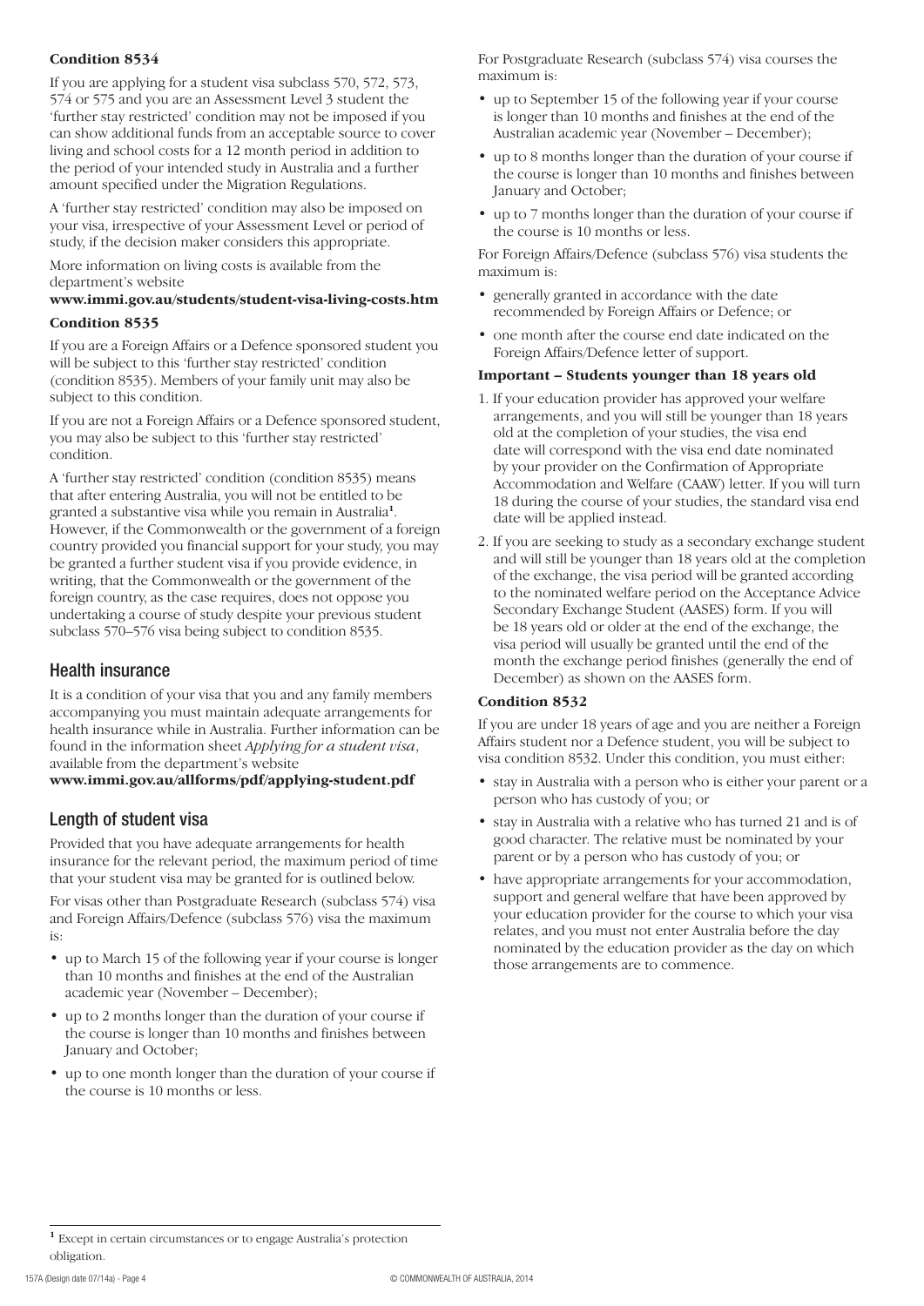**Condition 8534**

If you are applying for a student visa subclass 570, 572, 573, 574 or 575 and you are an Assessment Level 3 student the 'further stay restricted' condition may not be imposed if you can show additional funds from an acceptable source to cover living and school costs for a 12 month period in addition to the period of your intended study in Australia and a further amount specified under the Migration Regulations.

A 'further stay restricted' condition may also be imposed on your visa, irrespective of your Assessment Level or period of study, if the decision maker considers this appropriate.

More information on living costs is available from the department's website
**www.immi.gov.au/students/student-visa-living-costs.htm**

**Condition 8535**

If you are a Foreign Affairs or a Defence sponsored student you will be subject to this 'further stay restricted' condition (condition 8535). Members of your family unit may also be subject to this condition.

If you are not a Foreign Affairs or a Defence sponsored student, you may also be subject to this 'further stay restricted' condition.

A 'further stay restricted' condition (condition 8535) means that after entering Australia, you will not be entitled to be granted a substantive visa while you remain in Australia[1]. However, if the Commonwealth or the government of a foreign country provided you financial support for your study, you may be granted a further student visa if you provide evidence, in writing, that the Commonwealth or the government of the foreign country, as the case requires, does not oppose you undertaking a course of study despite your previous student subclass 570–576 visa being subject to condition 8535.

## Health insurance

It is a condition of your visa that you and any family members accompanying you must maintain adequate arrangements for health insurance while in Australia. Further information can be found in the information sheet *Applying for a student visa*, available from the department's website
**www.immi.gov.au/allforms/pdf/applying-student.pdf**

## Length of student visa

Provided that you have adequate arrangements for health insurance for the relevant period, the maximum period of time that your student visa may be granted for is outlined below.

For visas other than Postgraduate Research (subclass 574) visa and Foreign Affairs/Defence (subclass 576) visa the maximum is:

- up to March 15 of the following year if your course is longer than 10 months and finishes at the end of the Australian academic year (November – December);
- up to 2 months longer than the duration of your course if the course is longer than 10 months and finishes between January and October;
- up to one month longer than the duration of your course if the course is 10 months or less.

For Postgraduate Research (subclass 574) visa courses the maximum is:

- up to September 15 of the following year if your course is longer than 10 months and finishes at the end of the Australian academic year (November – December);
- up to 8 months longer than the duration of your course if the course is longer than 10 months and finishes between January and October;
- up to 7 months longer than the duration of your course if the course is 10 months or less.

For Foreign Affairs/Defence (subclass 576) visa students the maximum is:

- generally granted in accordance with the date recommended by Foreign Affairs or Defence; or
- one month after the course end date indicated on the Foreign Affairs/Defence letter of support.

**Important – Students younger than 18 years old**

1. If your education provider has approved your welfare arrangements, and you will still be younger than 18 years old at the completion of your studies, the visa end date will correspond with the visa end date nominated by your provider on the Confirmation of Appropriate Accommodation and Welfare (CAAW) letter. If you will turn 18 during the course of your studies, the standard visa end date will be applied instead.
2. If you are seeking to study as a secondary exchange student and will still be younger than 18 years old at the completion of the exchange, the visa period will be granted according to the nominated welfare period on the Acceptance Advice Secondary Exchange Student (AASES) form. If you will be 18 years old or older at the end of the exchange, the visa period will usually be granted until the end of the month the exchange period finishes (generally the end of December) as shown on the AASES form.

**Condition 8532**

If you are under 18 years of age and you are neither a Foreign Affairs student nor a Defence student, you will be subject to visa condition 8532. Under this condition, you must either:

- stay in Australia with a person who is either your parent or a person who has custody of you; or
- stay in Australia with a relative who has turned 21 and is of good character. The relative must be nominated by your parent or by a person who has custody of you; or
- have appropriate arrangements for your accommodation, support and general welfare that have been approved by your education provider for the course to which your visa relates, and you must not enter Australia before the day nominated by the education provider as the day on which those arrangements are to commence.

---

[1] Except in certain circumstances or to engage Australia's protection obligation.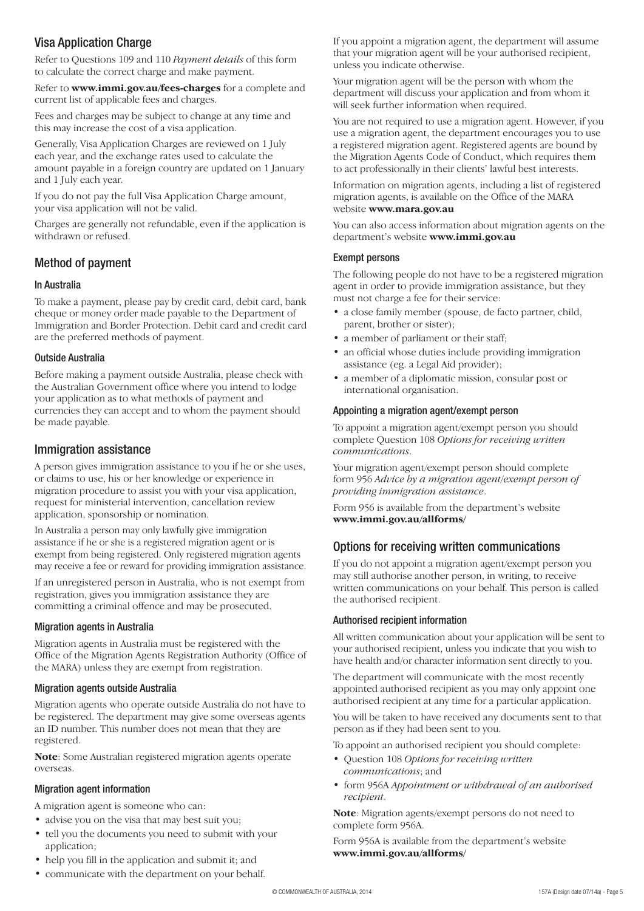## Visa Application Charge

Refer to Questions 109 and 110 *Payment details* of this form to calculate the correct charge and make payment.

Refer to **www.immi.gov.au/fees-charges** for a complete and current list of applicable fees and charges.

Fees and charges may be subject to change at any time and this may increase the cost of a visa application.

Generally, Visa Application Charges are reviewed on 1 July each year, and the exchange rates used to calculate the amount payable in a foreign country are updated on 1 January and 1 July each year.

If you do not pay the full Visa Application Charge amount, your visa application will not be valid.

Charges are generally not refundable, even if the application is withdrawn or refused.

## Method of payment

### In Australia

To make a payment, please pay by credit card, debit card, bank cheque or money order made payable to the Department of Immigration and Border Protection. Debit card and credit card are the preferred methods of payment.

### Outside Australia

Before making a payment outside Australia, please check with the Australian Government office where you intend to lodge your application as to what methods of payment and currencies they can accept and to whom the payment should be made payable.

## Immigration assistance

A person gives immigration assistance to you if he or she uses, or claims to use, his or her knowledge or experience in migration procedure to assist you with your visa application, request for ministerial intervention, cancellation review application, sponsorship or nomination.

In Australia a person may only lawfully give immigration assistance if he or she is a registered migration agent or is exempt from being registered. Only registered migration agents may receive a fee or reward for providing immigration assistance.

If an unregistered person in Australia, who is not exempt from registration, gives you immigration assistance they are committing a criminal offence and may be prosecuted.

### Migration agents in Australia

Migration agents in Australia must be registered with the Office of the Migration Agents Registration Authority (Office of the MARA) unless they are exempt from registration.

### Migration agents outside Australia

Migration agents who operate outside Australia do not have to be registered. The department may give some overseas agents an ID number. This number does not mean that they are registered.

**Note**: Some Australian registered migration agents operate overseas.

### Migration agent information

A migration agent is someone who can:

- advise you on the visa that may best suit you;
- tell you the documents you need to submit with your application;
- help you fill in the application and submit it; and
- communicate with the department on your behalf.

If you appoint a migration agent, the department will assume that your migration agent will be your authorised recipient, unless you indicate otherwise.

Your migration agent will be the person with whom the department will discuss your application and from whom it will seek further information when required.

You are not required to use a migration agent. However, if you use a migration agent, the department encourages you to use a registered migration agent. Registered agents are bound by the Migration Agents Code of Conduct, which requires them to act professionally in their clients' lawful best interests.

Information on migration agents, including a list of registered migration agents, is available on the Office of the MARA website **www.mara.gov.au**

You can also access information about migration agents on the department's website **www.immi.gov.au**

### Exempt persons

The following people do not have to be a registered migration agent in order to provide immigration assistance, but they must not charge a fee for their service:

- a close family member (spouse, de facto partner, child, parent, brother or sister);
- a member of parliament or their staff;
- an official whose duties include providing immigration assistance (eg. a Legal Aid provider);
- a member of a diplomatic mission, consular post or international organisation.

### Appointing a migration agent/exempt person

To appoint a migration agent/exempt person you should complete Question 108 *Options for receiving written communications*.

Your migration agent/exempt person should complete form 956 *Advice by a migration agent/exempt person of providing immigration assistance*.

Form 956 is available from the department's website **www.immi.gov.au/allforms/**

## Options for receiving written communications

If you do not appoint a migration agent/exempt person you may still authorise another person, in writing, to receive written communications on your behalf. This person is called the authorised recipient.

### Authorised recipient information

All written communication about your application will be sent to your authorised recipient, unless you indicate that you wish to have health and/or character information sent directly to you.

The department will communicate with the most recently appointed authorised recipient as you may only appoint one authorised recipient at any time for a particular application.

You will be taken to have received any documents sent to that person as if they had been sent to you.

To appoint an authorised recipient you should complete:

- Question 108 *Options for receiving written communications*; and
- form 956A *Appointment or withdrawal of an authorised recipient*.

**Note**: Migration agents/exempt persons do not need to complete form 956A.

Form 956A is available from the department's website **www.immi.gov.au/allforms/**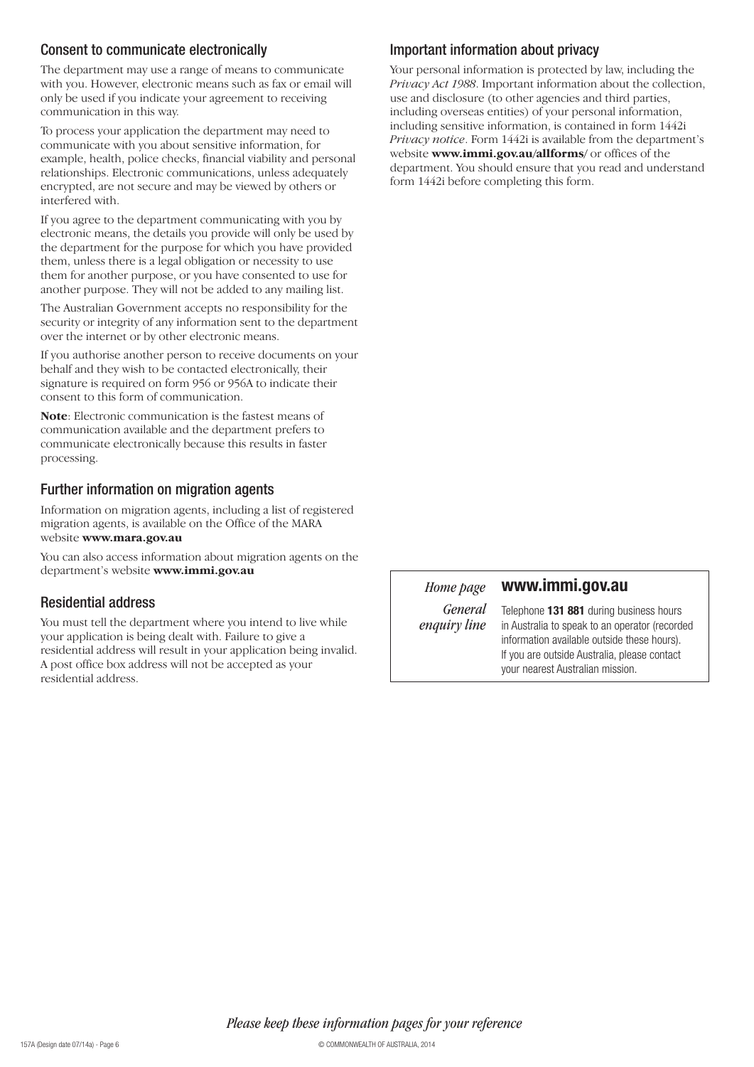## Consent to communicate electronically

The department may use a range of means to communicate with you. However, electronic means such as fax or email will only be used if you indicate your agreement to receiving communication in this way.

To process your application the department may need to communicate with you about sensitive information, for example, health, police checks, financial viability and personal relationships. Electronic communications, unless adequately encrypted, are not secure and may be viewed by others or interfered with.

If you agree to the department communicating with you by electronic means, the details you provide will only be used by the department for the purpose for which you have provided them, unless there is a legal obligation or necessity to use them for another purpose, or you have consented to use for another purpose. They will not be added to any mailing list.

The Australian Government accepts no responsibility for the security or integrity of any information sent to the department over the internet or by other electronic means.

If you authorise another person to receive documents on your behalf and they wish to be contacted electronically, their signature is required on form 956 or 956A to indicate their consent to this form of communication.

**Note**: Electronic communication is the fastest means of communication available and the department prefers to communicate electronically because this results in faster processing.

## Further information on migration agents

Information on migration agents, including a list of registered migration agents, is available on the Office of the MARA website **www.mara.gov.au**

You can also access information about migration agents on the department's website **www.immi.gov.au**

## Residential address

You must tell the department where you intend to live while your application is being dealt with. Failure to give a residential address will result in your application being invalid. A post office box address will not be accepted as your residential address.

## Important information about privacy

Your personal information is protected by law, including the *Privacy Act 1988*. Important information about the collection, use and disclosure (to other agencies and third parties, including overseas entities) of your personal information, including sensitive information, is contained in form 1442i *Privacy notice*. Form 1442i is available from the department's website **www.immi.gov.au/allforms/** or offices of the department. You should ensure that you read and understand form 1442i before completing this form.

| | |
|---|---|
| *Home page* | **www.immi.gov.au** |
| *General enquiry line* | Telephone **131 881** during business hours in Australia to speak to an operator (recorded information available outside these hours). If you are outside Australia, please contact your nearest Australian mission. |

*Please keep these information pages for your reference*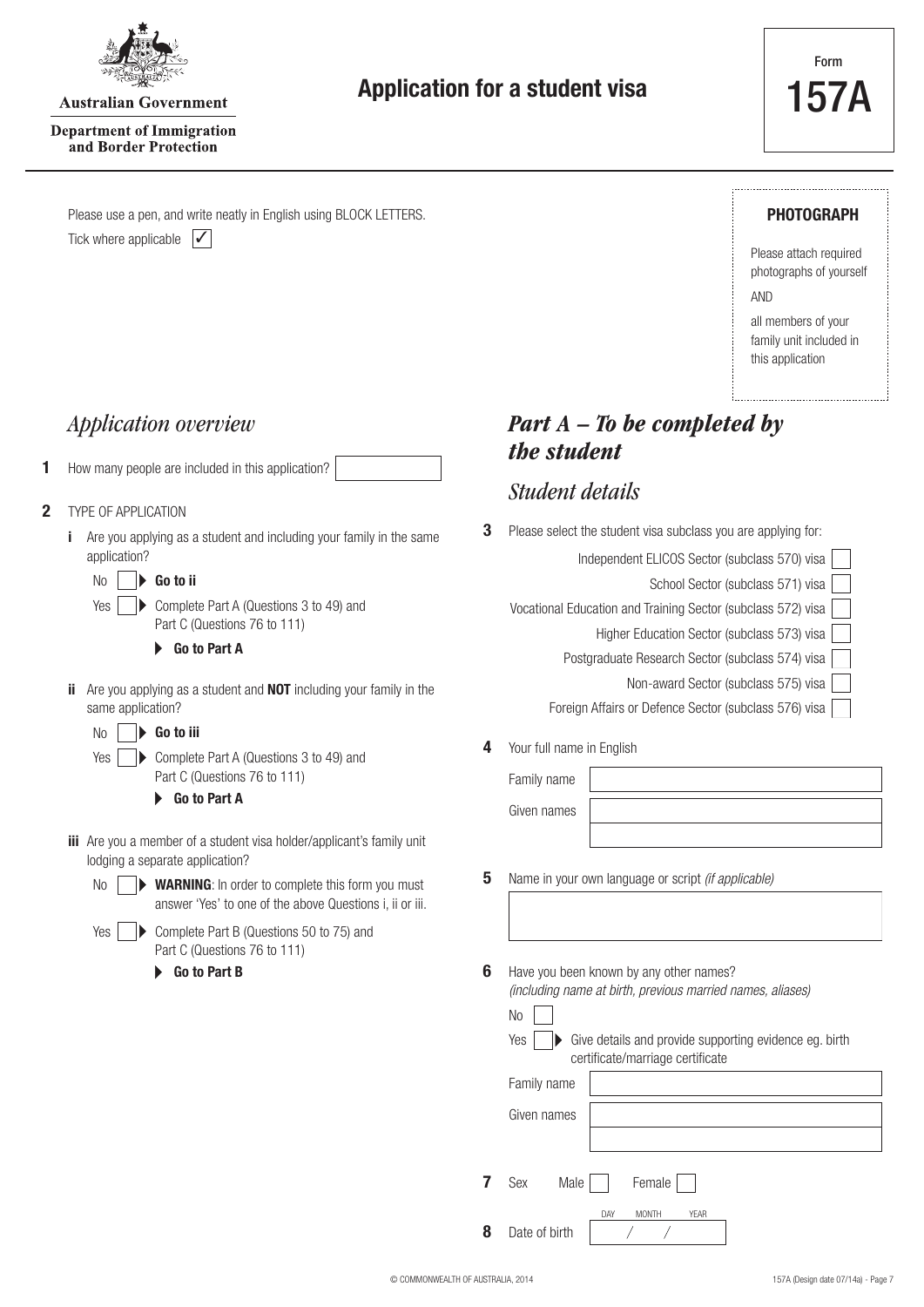Australian Government

Department of Immigration and Border Protection

# Application for a student visa

Form **157A**

Please use a pen, and write neatly in English using BLOCK LETTERS.

Tick where applicable ✓

**PHOTOGRAPH**

Please attach required photographs of yourself

AND

all members of your family unit included in this application

## *Application overview*

**1** How many people are included in this application? ☐

**2** TYPE OF APPLICATION

**i** Are you applying as a student and including your family in the same application?

No ☐ ▶ **Go to ii**

Yes ☐ ▶ Complete Part A (Questions 3 to 49) and Part C (Questions 76 to 111)

▶ **Go to Part A**

**ii** Are you applying as a student and **NOT** including your family in the same application?

No ☐ ▶ **Go to iii**

Yes ☐ ▶ Complete Part A (Questions 3 to 49) and Part C (Questions 76 to 111)

▶ **Go to Part A**

**iii** Are you a member of a student visa holder/applicant's family unit lodging a separate application?

No ☐ ▶ **WARNING**: In order to complete this form you must answer 'Yes' to one of the above Questions i, ii or iii.

Yes ☐ ▶ Complete Part B (Questions 50 to 75) and Part C (Questions 76 to 111)

▶ **Go to Part B**

## ***Part A – To be completed by the student***

### *Student details*

**3** Please select the student visa subclass you are applying for:

- Independent ELICOS Sector (subclass 570) visa ☐
- School Sector (subclass 571) visa ☐
- Vocational Education and Training Sector (subclass 572) visa ☐
- Higher Education Sector (subclass 573) visa ☐
- Postgraduate Research Sector (subclass 574) visa ☐
- Non-award Sector (subclass 575) visa ☐
- Foreign Affairs or Defence Sector (subclass 576) visa ☐

**4** Your full name in English

Family name ______________________

Given names ______________________

**5** Name in your own language or script *(if applicable)*

______________________

**6** Have you been known by any other names? *(including name at birth, previous married names, aliases)*

No ☐

Yes ☐ ▶ Give details and provide supporting evidence eg. birth certificate/marriage certificate

Family name ______________________

Given names ______________________

**7** Sex Male ☐ Female ☐

**8** Date of birth DAY / MONTH / YEAR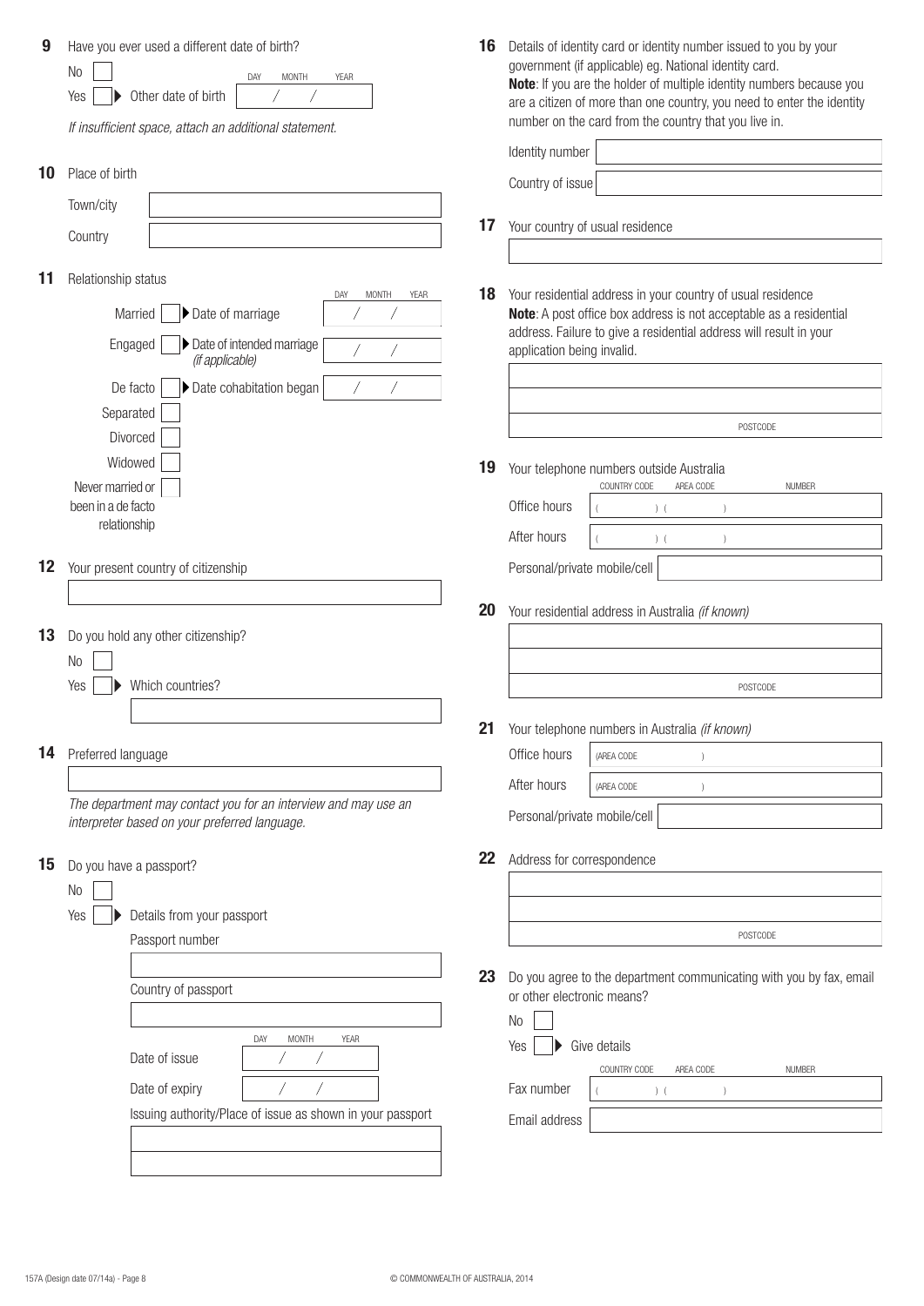**9** Have you ever used a different date of birth?

No ☐

Yes ☐ ▶ Other date of birth DAY / MONTH / YEAR

*If insufficient space, attach an additional statement.*

**10** Place of birth

Town/city

Country

**11** Relationship status

Married ☐ ▶ Date of marriage DAY / MONTH / YEAR

Engaged ☐ ▶ Date of intended marriage *(if applicable)* / /

De facto ☐ ▶ Date cohabitation began / /

Separated ☐

Divorced ☐

Widowed ☐

Never married or been in a de facto relationship ☐

**12** Your present country of citizenship

**13** Do you hold any other citizenship?

No ☐

Yes ☐ ▶ Which countries?

**14** Preferred language

*The department may contact you for an interview and may use an interpreter based on your preferred language.*

**15** Do you have a passport?

No ☐

Yes ☐ ▶ Details from your passport

Passport number

Country of passport

Date of issue DAY / MONTH / YEAR

Date of expiry / /

Issuing authority/Place of issue as shown in your passport

**16** Details of identity card or identity number issued to you by your government (if applicable) eg. National identity card.

**Note**: If you are the holder of multiple identity numbers because you are a citizen of more than one country, you need to enter the identity number on the card from the country that you live in.

Identity number

Country of issue

**17** Your country of usual residence

**18** Your residential address in your country of usual residence

**Note**: A post office box address is not acceptable as a residential address. Failure to give a residential address will result in your application being invalid.

POSTCODE

**19** Your telephone numbers outside Australia

| | COUNTRY CODE | AREA CODE | NUMBER |
|---|---|---|---|
| Office hours | ( ) | ( ) | |
| After hours | ( ) | ( ) | |

Personal/private mobile/cell

**20** Your residential address in Australia *(if known)*

POSTCODE

**21** Your telephone numbers in Australia *(if known)*

Office hours (AREA CODE )

After hours (AREA CODE )

Personal/private mobile/cell

**22** Address for correspondence

POSTCODE

**23** Do you agree to the department communicating with you by fax, email or other electronic means?

No ☐

Yes ☐ ▶ Give details

| | COUNTRY CODE | AREA CODE | NUMBER |
|---|---|---|---|
| Fax number | ( ) | ( ) | |

Email address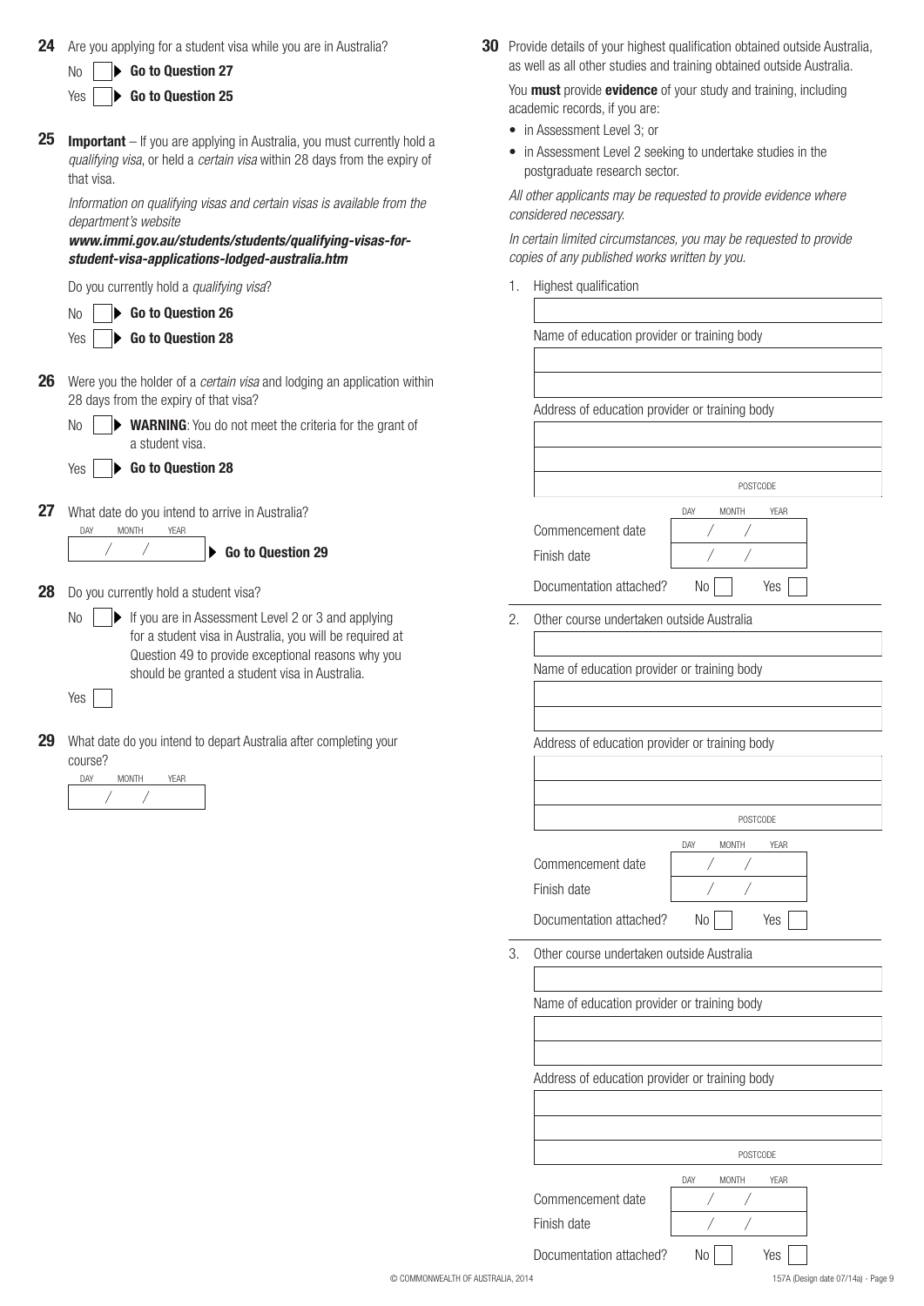**24** Are you applying for a student visa while you are in Australia?

No ☐ ▶ **Go to Question 27**

Yes ☐ ▶ **Go to Question 25**

**25** **Important** – If you are applying in Australia, you must currently hold a *qualifying visa*, or held a *certain visa* within 28 days from the expiry of that visa.

*Information on qualifying visas and certain visas is available from the department's website*
***www.immi.gov.au/students/students/qualifying-visas-for-student-visa-applications-lodged-australia.htm***

Do you currently hold a *qualifying visa*?

No ☐ ▶ **Go to Question 26**

Yes ☐ ▶ **Go to Question 28**

**26** Were you the holder of a *certain visa* and lodging an application within 28 days from the expiry of that visa?

No ☐ ▶ **WARNING**: You do not meet the criteria for the grant of a student visa.

Yes ☐ ▶ **Go to Question 28**

**27** What date do you intend to arrive in Australia?

DAY / MONTH / YEAR: ____ / ____ / ____ ▶ **Go to Question 29**

**28** Do you currently hold a student visa?

No ☐ ▶ If you are in Assessment Level 2 or 3 and applying for a student visa in Australia, you will be required at Question 49 to provide exceptional reasons why you should be granted a student visa in Australia.

Yes ☐

**29** What date do you intend to depart Australia after completing your course?

DAY / MONTH / YEAR: ____ / ____ / ____

**30** Provide details of your highest qualification obtained outside Australia, as well as all other studies and training obtained outside Australia.

You **must** provide **evidence** of your study and training, including academic records, if you are:

- in Assessment Level 3; or
- in Assessment Level 2 seeking to undertake studies in the postgraduate research sector.

*All other applicants may be requested to provide evidence where considered necessary.*

*In certain limited circumstances, you may be requested to provide copies of any published works written by you.*

1. Highest qualification

   ______________________________

   Name of education provider or training body

   ______________________________

   Address of education provider or training body

   ______________________________

   POSTCODE ______

   | | DAY / MONTH / YEAR |
   |---|---|
   | Commencement date | / / |
   | Finish date | / / |

   Documentation attached? No ☐ Yes ☐

2. Other course undertaken outside Australia

   ______________________________

   Name of education provider or training body

   ______________________________

   Address of education provider or training body

   ______________________________

   POSTCODE ______

   | | DAY / MONTH / YEAR |
   |---|---|
   | Commencement date | / / |
   | Finish date | / / |

   Documentation attached? No ☐ Yes ☐

3. Other course undertaken outside Australia

   ______________________________

   Name of education provider or training body

   ______________________________

   Address of education provider or training body

   ______________________________

   POSTCODE ______

   | | DAY / MONTH / YEAR |
   |---|---|
   | Commencement date | / / |
   | Finish date | / / |

   Documentation attached? No ☐ Yes ☐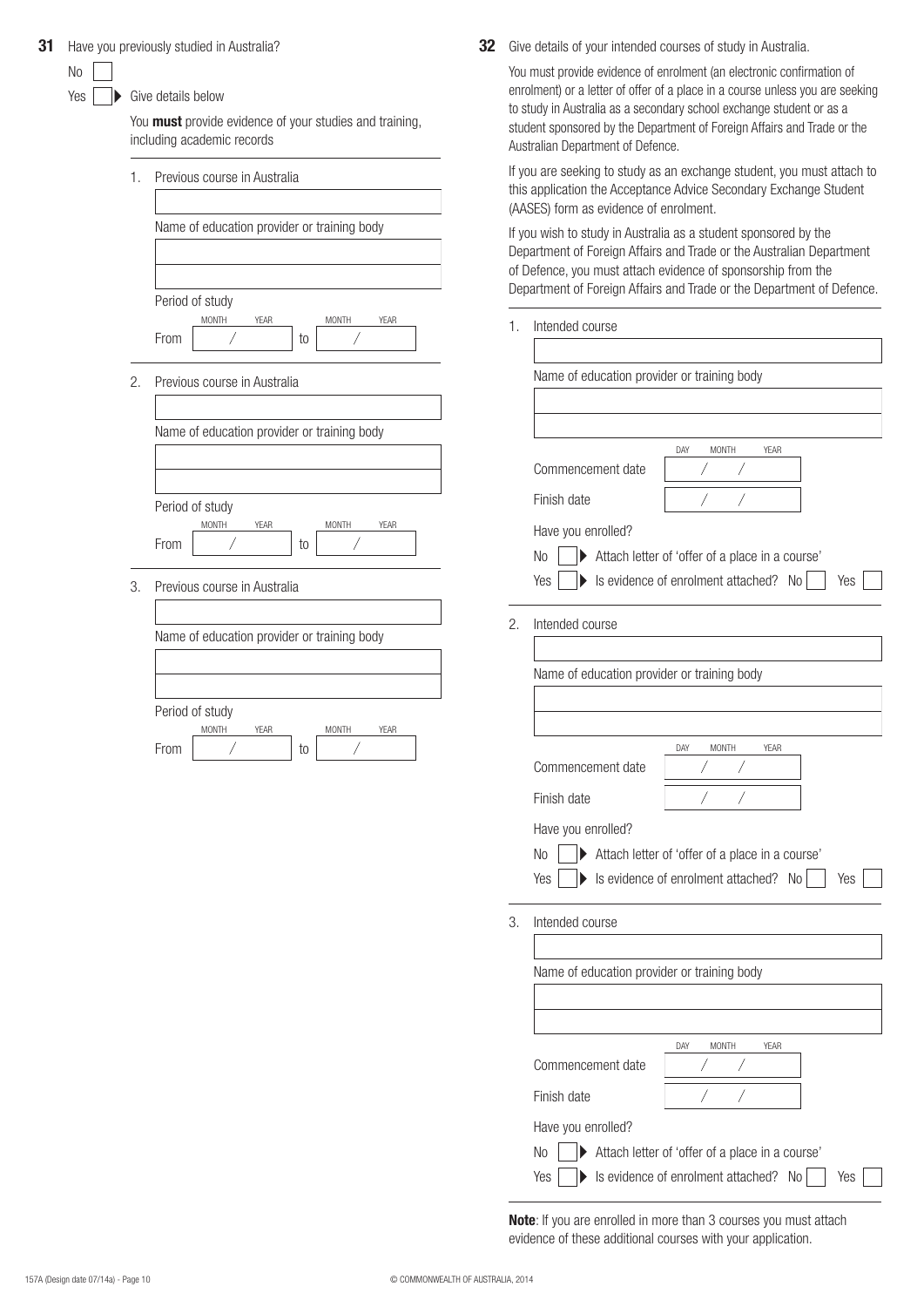**31** Have you previously studied in Australia?

No ☐

Yes ☐ ▶ Give details below

You **must** provide evidence of your studies and training, including academic records

1. Previous course in Australia

   Name of education provider or training body

   Period of study

   From (MONTH / YEAR) ___ / ___ to (MONTH / YEAR) ___ / ___

2. Previous course in Australia

   Name of education provider or training body

   Period of study

   From (MONTH / YEAR) ___ / ___ to (MONTH / YEAR) ___ / ___

3. Previous course in Australia

   Name of education provider or training body

   Period of study

   From (MONTH / YEAR) ___ / ___ to (MONTH / YEAR) ___ / ___

**32** Give details of your intended courses of study in Australia.

You must provide evidence of enrolment (an electronic confirmation of enrolment) or a letter of offer of a place in a course unless you are seeking to study in Australia as a secondary school exchange student or as a student sponsored by the Department of Foreign Affairs and Trade or the Australian Department of Defence.

If you are seeking to study as an exchange student, you must attach to this application the Acceptance Advice Secondary Exchange Student (AASES) form as evidence of enrolment.

If you wish to study in Australia as a student sponsored by the Department of Foreign Affairs and Trade or the Australian Department of Defence, you must attach evidence of sponsorship from the Department of Foreign Affairs and Trade or the Department of Defence.

1. Intended course

   Name of education provider or training body

   Commencement date (DAY / MONTH / YEAR) ___ / ___ / ___

   Finish date ___ / ___ / ___

   Have you enrolled?

   No ☐ ▶ Attach letter of 'offer of a place in a course'

   Yes ☐ ▶ Is evidence of enrolment attached? No ☐ Yes ☐

2. Intended course

   Name of education provider or training body

   Commencement date (DAY / MONTH / YEAR) ___ / ___ / ___

   Finish date ___ / ___ / ___

   Have you enrolled?

   No ☐ ▶ Attach letter of 'offer of a place in a course'

   Yes ☐ ▶ Is evidence of enrolment attached? No ☐ Yes ☐

3. Intended course

   Name of education provider or training body

   Commencement date (DAY / MONTH / YEAR) ___ / ___ / ___

   Finish date ___ / ___ / ___

   Have you enrolled?

   No ☐ ▶ Attach letter of 'offer of a place in a course'

   Yes ☐ ▶ Is evidence of enrolment attached? No ☐ Yes ☐

**Note**: If you are enrolled in more than 3 courses you must attach evidence of these additional courses with your application.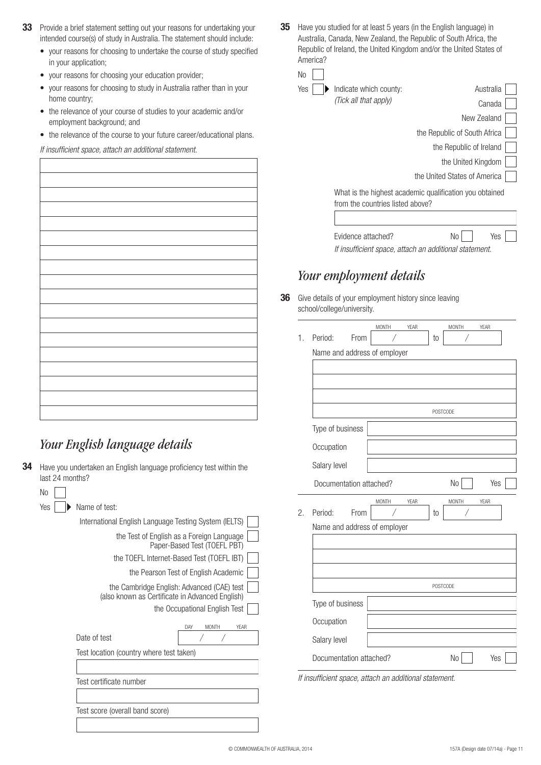**33** Provide a brief statement setting out your reasons for undertaking your intended course(s) of study in Australia. The statement should include:

- your reasons for choosing to undertake the course of study specified in your application;
- your reasons for choosing your education provider;
- your reasons for choosing to study in Australia rather than in your home country;
- the relevance of your course of studies to your academic and/or employment background; and
- the relevance of the course to your future career/educational plans.

*If insufficient space, attach an additional statement.*

## *Your English language details*

**34** Have you undertaken an English language proficiency test within the last 24 months?

No ☐

Yes ☐ ▶ Name of test:

- International English Language Testing System (IELTS) ☐
- the Test of English as a Foreign Language Paper-Based Test (TOEFL PBT) ☐
- the TOEFL Internet-Based Test (TOEFL IBT) ☐
- the Pearson Test of English Academic ☐
- the Cambridge English: Advanced (CAE) test (also known as Certificate in Advanced English) ☐
- the Occupational English Test ☐

Date of test (DAY / MONTH / YEAR)

Test location (country where test taken)

Test certificate number

Test score (overall band score)

**35** Have you studied for at least 5 years (in the English language) in Australia, Canada, New Zealand, the Republic of South Africa, the Republic of Ireland, the United Kingdom and/or the United States of America?

No ☐

Yes ☐ ▶ Indicate which county: *(Tick all that apply)*

- Australia ☐
- Canada ☐
- New Zealand ☐
- the Republic of South Africa ☐
- the Republic of Ireland ☐
- the United Kingdom ☐
- the United States of America ☐

What is the highest academic qualification you obtained from the countries listed above?

Evidence attached? No ☐ Yes ☐

*If insufficient space, attach an additional statement.*

## *Your employment details*

**36** Give details of your employment history since leaving school/college/university.

1. Period: From (MONTH / YEAR) to (MONTH / YEAR)

   Name and address of employer

   POSTCODE

   Type of business

   Occupation

   Salary level

   Documentation attached? No ☐ Yes ☐

2. Period: From (MONTH / YEAR) to (MONTH / YEAR)

   Name and address of employer

   POSTCODE

   Type of business

   Occupation

   Salary level

   Documentation attached? No ☐ Yes ☐

*If insufficient space, attach an additional statement.*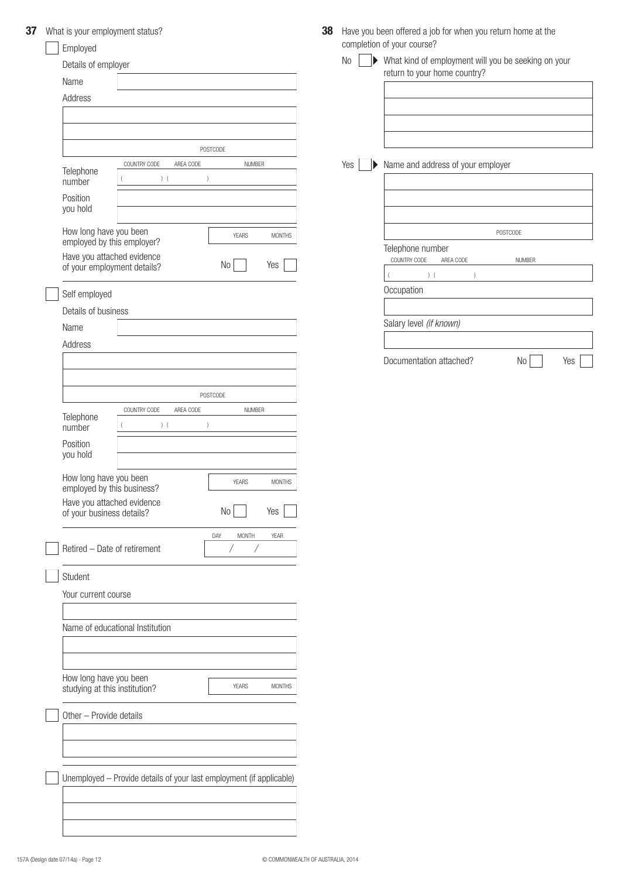**37** What is your employment status?

☐ Employed

Details of employer

Name

Address

POSTCODE

Telephone number — COUNTRY CODE ( ) AREA CODE ( ) NUMBER

Position you hold

How long have you been employed by this employer? YEARS MONTHS

Have you attached evidence of your employment details? No ☐ Yes ☐

☐ Self employed

Details of business

Name

Address

POSTCODE

Telephone number — COUNTRY CODE ( ) AREA CODE ( ) NUMBER

Position you hold

How long have you been employed by this business? YEARS MONTHS

Have you attached evidence of your business details? No ☐ Yes ☐

☐ Retired – Date of retirement DAY / MONTH / YEAR

☐ Student

Your current course

Name of educational Institution

How long have you been studying at this institution? YEARS MONTHS

☐ Other – Provide details

☐ Unemployed – Provide details of your last employment (if applicable)

**38** Have you been offered a job for when you return home at the completion of your course?

No ☐ ▶ What kind of employment will you be seeking on your return to your home country?

Yes ☐ ▶ Name and address of your employer

POSTCODE

Telephone number — COUNTRY CODE ( ) AREA CODE ( ) NUMBER

Occupation

Salary level *(if known)*

Documentation attached? No ☐ Yes ☐

157A (Design date 07/14a) - Page 12

© COMMONWEALTH OF AUSTRALIA, 2014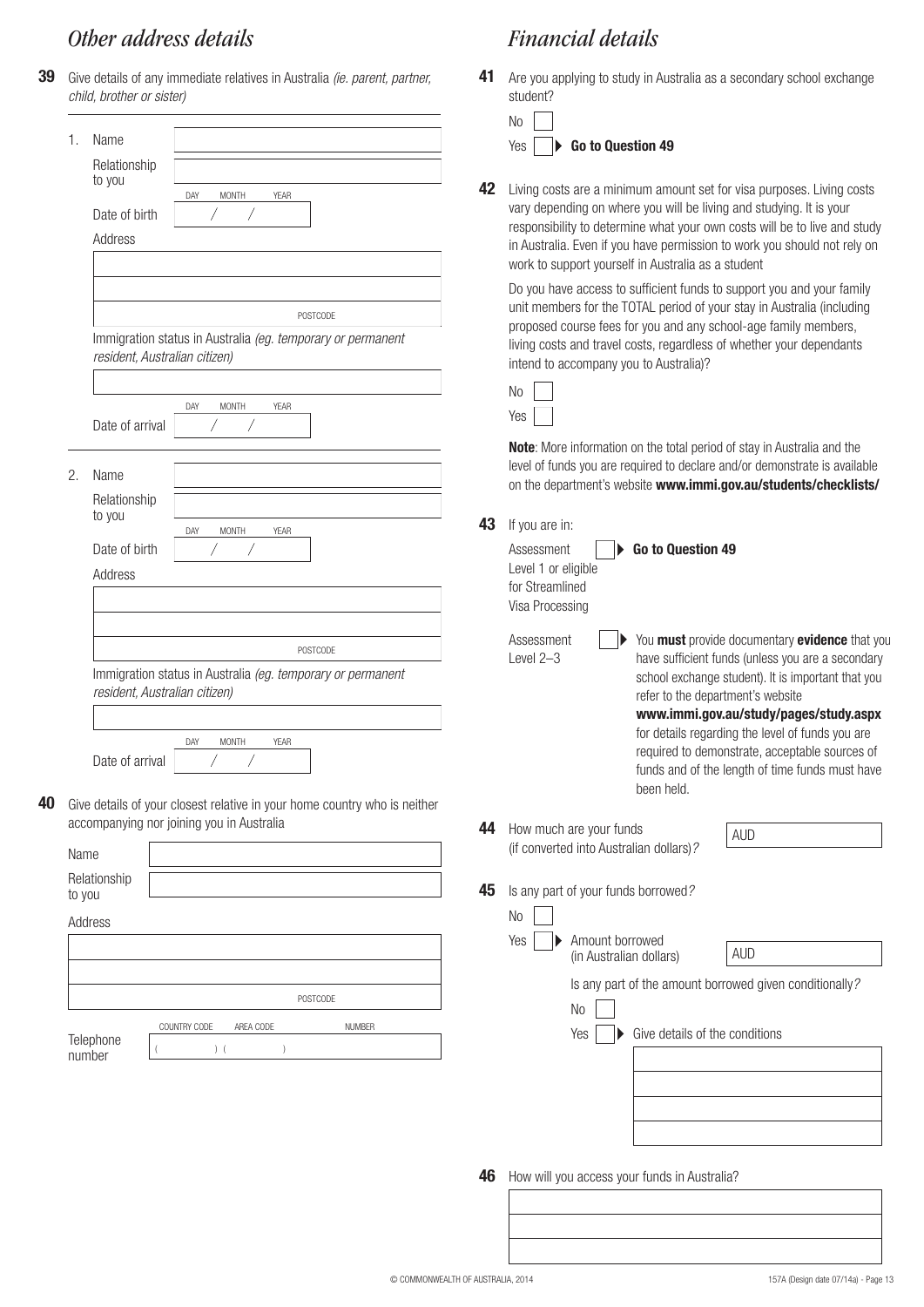## Other address details

**39** Give details of any immediate relatives in Australia *(ie. parent, partner, child, brother or sister)*

1. Name

   Relationship to you

   Date of birth DAY / MONTH / YEAR

   Address

   POSTCODE

   Immigration status in Australia *(eg. temporary or permanent resident, Australian citizen)*

   Date of arrival DAY / MONTH / YEAR

2. Name

   Relationship to you

   Date of birth DAY / MONTH / YEAR

   Address

   POSTCODE

   Immigration status in Australia *(eg. temporary or permanent resident, Australian citizen)*

   Date of arrival DAY / MONTH / YEAR

**40** Give details of your closest relative in your home country who is neither accompanying nor joining you in Australia

Name

Relationship to you

Address

POSTCODE

Telephone number ( COUNTRY CODE ) ( AREA CODE ) NUMBER

## Financial details

**41** Are you applying to study in Australia as a secondary school exchange student?

No

Yes ▶ **Go to Question 49**

**42** Living costs are a minimum amount set for visa purposes. Living costs vary depending on where you will be living and studying. It is your responsibility to determine what your own costs will be to live and study in Australia. Even if you have permission to work you should not rely on work to support yourself in Australia as a student

Do you have access to sufficient funds to support you and your family unit members for the TOTAL period of your stay in Australia (including proposed course fees for you and any school-age family members, living costs and travel costs, regardless of whether your dependants intend to accompany you to Australia)?

No

Yes

**Note**: More information on the total period of stay in Australia and the level of funds you are required to declare and/or demonstrate is available on the department's website **www.immi.gov.au/students/checklists/**

**43** If you are in:

Assessment Level 1 or eligible for Streamlined Visa Processing ▶ **Go to Question 49**

Assessment Level 2–3 ▶ You **must** provide documentary **evidence** that you have sufficient funds (unless you are a secondary school exchange student). It is important that you refer to the department's website **www.immi.gov.au/study/pages/study.aspx** for details regarding the level of funds you are required to demonstrate, acceptable sources of funds and of the length of time funds must have been held.

**44** How much are your funds (if converted into Australian dollars)? AUD

**45** Is any part of your funds borrowed?

No

Yes ▶ Amount borrowed (in Australian dollars) AUD

Is any part of the amount borrowed given conditionally?

No

Yes ▶ Give details of the conditions

**46** How will you access your funds in Australia?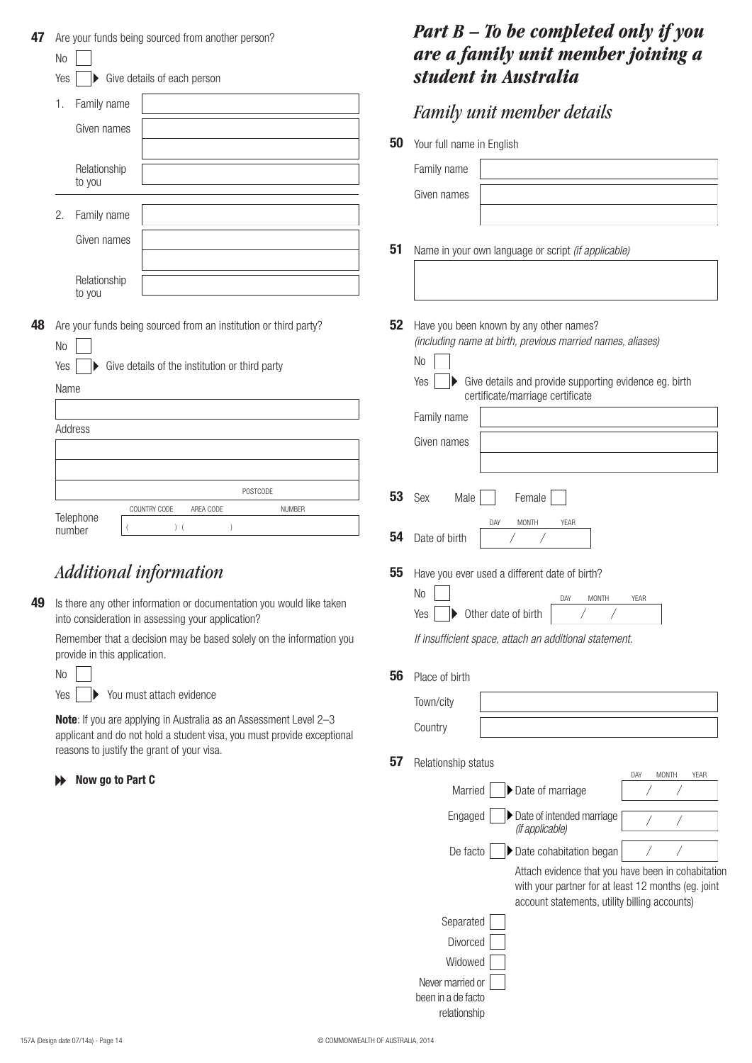**47** Are your funds being sourced from another person?

No ☐

Yes ☐ ▶ Give details of each person

1. Family name
   Given names
   Relationship to you

2. Family name
   Given names
   Relationship to you

**48** Are your funds being sourced from an institution or third party?

No ☐

Yes ☐ ▶ Give details of the institution or third party

Name

Address

POSTCODE

Telephone number ( COUNTRY CODE ) ( AREA CODE ) NUMBER

## *Additional information*

**49** Is there any other information or documentation you would like taken into consideration in assessing your application?

Remember that a decision may be based solely on the information you provide in this application.

No ☐

Yes ☐ ▶ You must attach evidence

**Note**: If you are applying in Australia as an Assessment Level 2–3 applicant and do not hold a student visa, you must provide exceptional reasons to justify the grant of your visa.

▶▶ **Now go to Part C**

# *Part B – To be completed only if you are a family unit member joining a student in Australia*

## *Family unit member details*

**50** Your full name in English

Family name

Given names

**51** Name in your own language or script *(if applicable)*

**52** Have you been known by any other names?
*(including name at birth, previous married names, aliases)*

No ☐

Yes ☐ ▶ Give details and provide supporting evidence eg. birth certificate/marriage certificate

Family name

Given names

**53** Sex Male ☐ Female ☐

**54** Date of birth DAY / MONTH / YEAR

**55** Have you ever used a different date of birth?

No ☐

Yes ☐ ▶ Other date of birth DAY / MONTH / YEAR

*If insufficient space, attach an additional statement.*

**56** Place of birth

Town/city

Country

**57** Relationship status

Married ☐ ▶ Date of marriage DAY / MONTH / YEAR

Engaged ☐ ▶ Date of intended marriage *(if applicable)* / /

De facto ☐ ▶ Date cohabitation began / /

Attach evidence that you have been in cohabitation with your partner for at least 12 months (eg. joint account statements, utility billing accounts)

Separated ☐

Divorced ☐

Widowed ☐

Never married or been in a de facto relationship ☐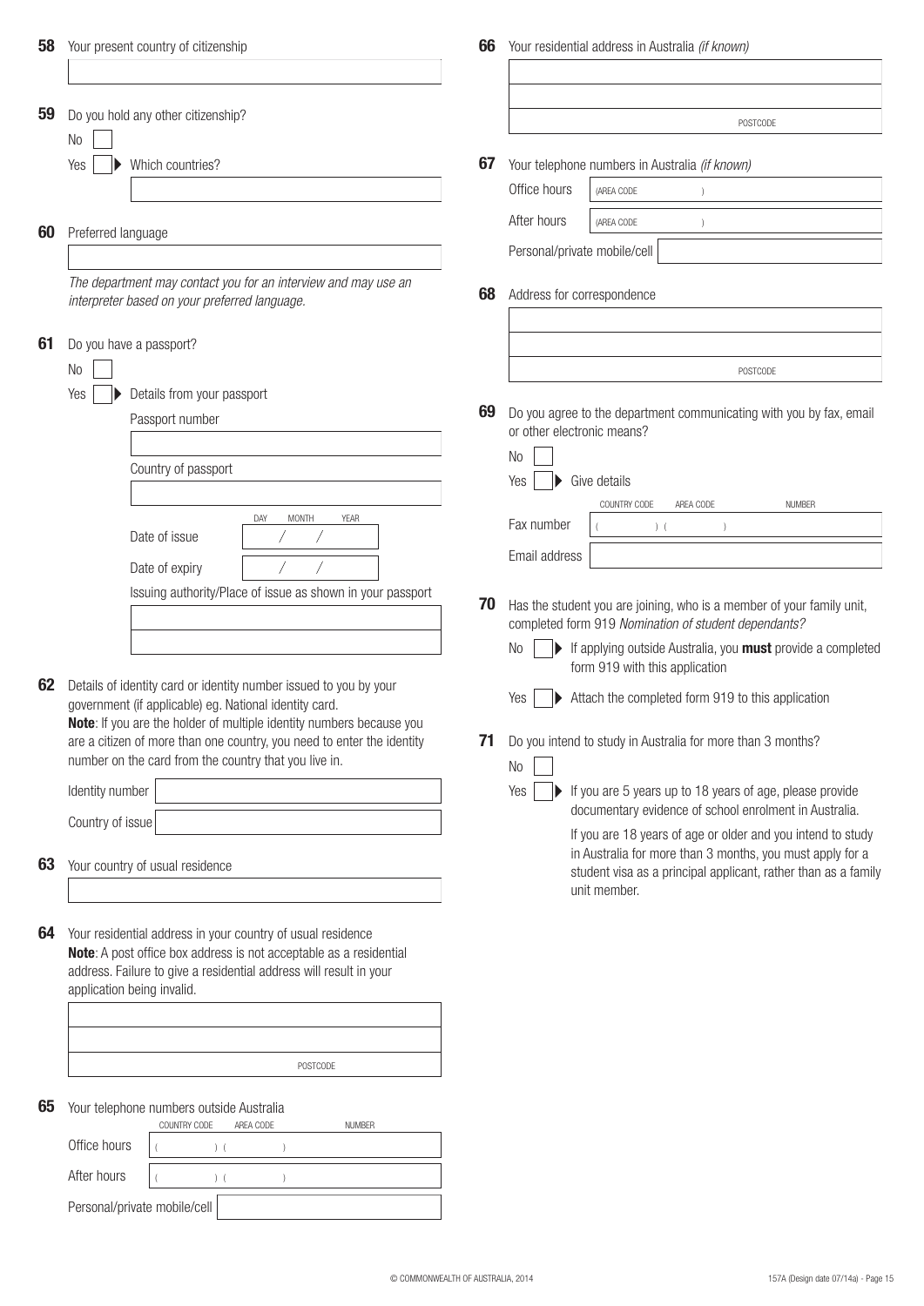**58** Your present country of citizenship

**59** Do you hold any other citizenship?

No

Yes ▶ Which countries?

**60** Preferred language

*The department may contact you for an interview and may use an interpreter based on your preferred language.*

**61** Do you have a passport?

No

Yes ▶ Details from your passport

Passport number

Country of passport

Date of issue DAY / MONTH / YEAR

Date of expiry / /

Issuing authority/Place of issue as shown in your passport

**62** Details of identity card or identity number issued to you by your government (if applicable) eg. National identity card.
**Note**: If you are the holder of multiple identity numbers because you are a citizen of more than one country, you need to enter the identity number on the card from the country that you live in.

Identity number

Country of issue

**63** Your country of usual residence

**64** Your residential address in your country of usual residence
**Note**: A post office box address is not acceptable as a residential address. Failure to give a residential address will result in your application being invalid.

POSTCODE

**65** Your telephone numbers outside Australia

| | COUNTRY CODE | AREA CODE | NUMBER |
|---|---|---|---|
| Office hours | ( ) | ( ) | |
| After hours | ( ) | ( ) | |
| Personal/private mobile/cell | | | |

**66** Your residential address in Australia *(if known)*

POSTCODE

**67** Your telephone numbers in Australia *(if known)*

Office hours (AREA CODE )

After hours (AREA CODE )

Personal/private mobile/cell

**68** Address for correspondence

POSTCODE

**69** Do you agree to the department communicating with you by fax, email or other electronic means?

No

Yes ▶ Give details

| | COUNTRY CODE | AREA CODE | NUMBER |
|---|---|---|---|
| Fax number | ( ) | ( ) | |
| Email address | | | |

**70** Has the student you are joining, who is a member of your family unit, completed form 919 *Nomination of student dependants?*

No ▶ If applying outside Australia, you **must** provide a completed form 919 with this application

Yes ▶ Attach the completed form 919 to this application

**71** Do you intend to study in Australia for more than 3 months?

No

Yes ▶ If you are 5 years up to 18 years of age, please provide documentary evidence of school enrolment in Australia.

If you are 18 years of age or older and you intend to study in Australia for more than 3 months, you must apply for a student visa as a principal applicant, rather than as a family unit member.

© COMMONWEALTH OF AUSTRALIA, 2014

157A (Design date 07/14a)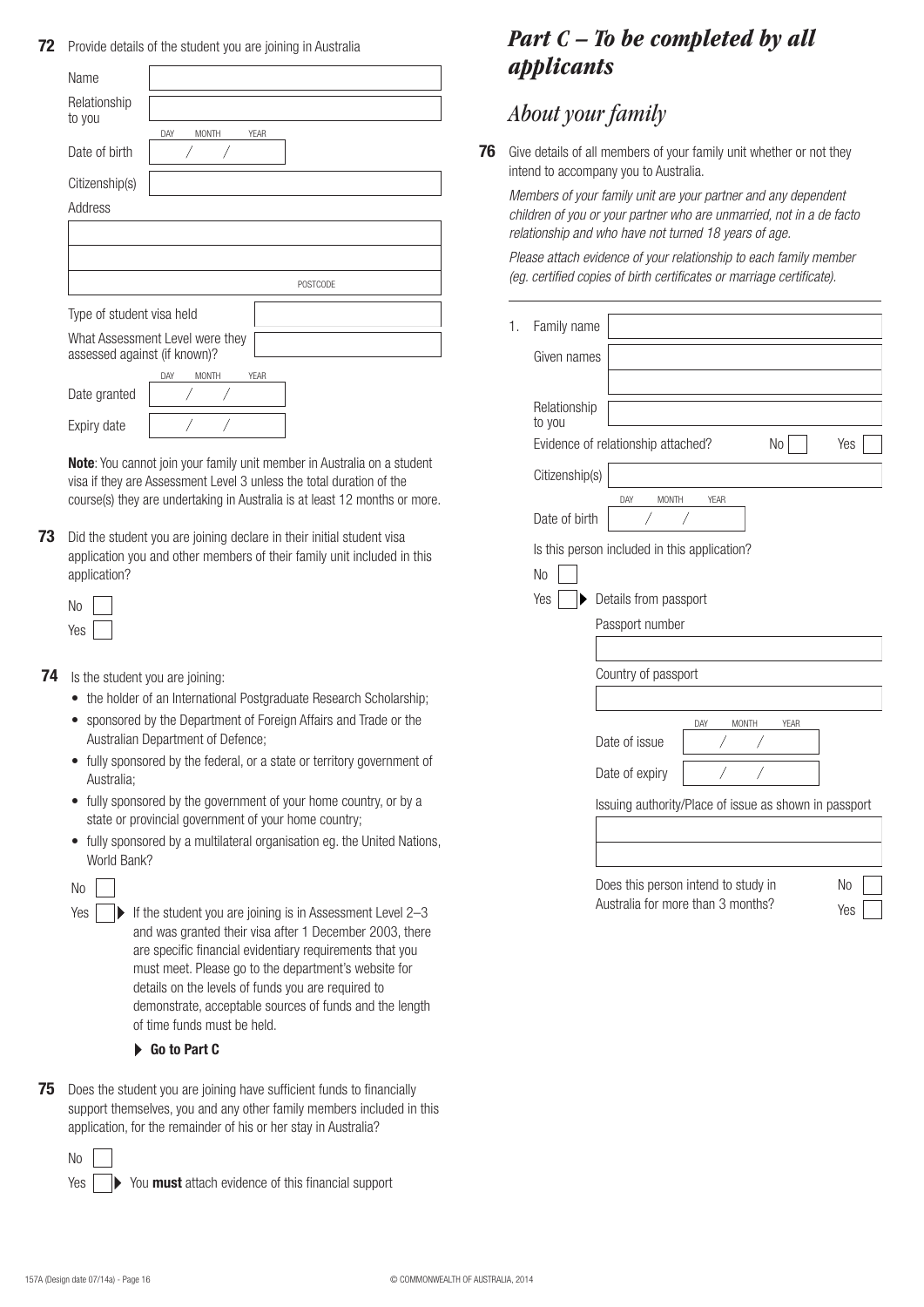**72** Provide details of the student you are joining in Australia

Name

Relationship to you

Date of birth DAY / MONTH / YEAR

Citizenship(s)

Address

POSTCODE

Type of student visa held

What Assessment Level were they assessed against (if known)?

Date granted DAY / MONTH / YEAR

Expiry date

**Note**: You cannot join your family unit member in Australia on a student visa if they are Assessment Level 3 unless the total duration of the course(s) they are undertaking in Australia is at least 12 months or more.

**73** Did the student you are joining declare in their initial student visa application you and other members of their family unit included in this application?

No

Yes

**74** Is the student you are joining:

- the holder of an International Postgraduate Research Scholarship;
- sponsored by the Department of Foreign Affairs and Trade or the Australian Department of Defence;
- fully sponsored by the federal, or a state or territory government of Australia;
- fully sponsored by the government of your home country, or by a state or provincial government of your home country;
- fully sponsored by a multilateral organisation eg. the United Nations, World Bank?

No

Yes ▶ If the student you are joining is in Assessment Level 2–3 and was granted their visa after 1 December 2003, there are specific financial evidentiary requirements that you must meet. Please go to the department's website for details on the levels of funds you are required to demonstrate, acceptable sources of funds and the length of time funds must be held.

▶ **Go to Part C**

**75** Does the student you are joining have sufficient funds to financially support themselves, you and any other family members included in this application, for the remainder of his or her stay in Australia?

No

Yes ▶ You **must** attach evidence of this financial support

# *Part C – To be completed by all applicants*

## *About your family*

**76** Give details of all members of your family unit whether or not they intend to accompany you to Australia.

*Members of your family unit are your partner and any dependent children of you or your partner who are unmarried, not in a de facto relationship and who have not turned 18 years of age.*

*Please attach evidence of your relationship to each family member (eg. certified copies of birth certificates or marriage certificate).*

1. Family name

Given names

Relationship to you

Evidence of relationship attached? No Yes

Citizenship(s)

Date of birth DAY / MONTH / YEAR

Is this person included in this application?

No

Yes ▶ Details from passport

Passport number

Country of passport

Date of issue DAY / MONTH / YEAR

Date of expiry

Issuing authority/Place of issue as shown in passport

Does this person intend to study in Australia for more than 3 months? No Yes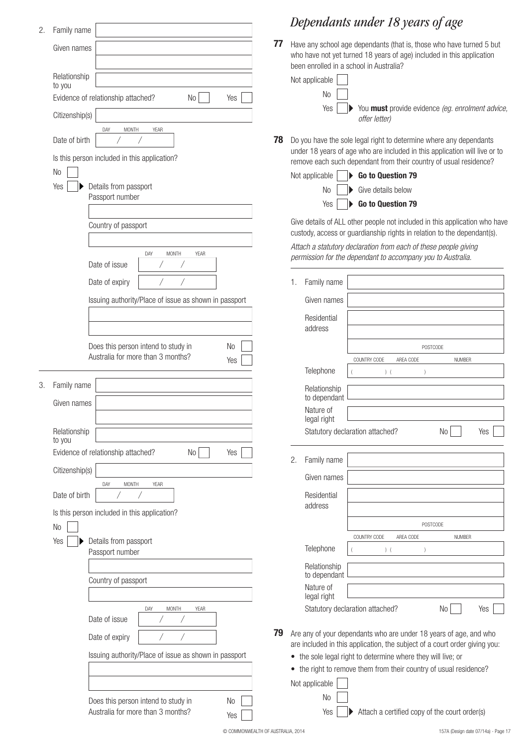2. Family name

Given names

Relationship to you

Evidence of relationship attached? No ☐ Yes ☐

Citizenship(s)

Date of birth DAY / MONTH / YEAR

Is this person included in this application?

No ☐

Yes ☐ ▶ Details from passport

Passport number

Country of passport

Date of issue DAY / MONTH / YEAR

Date of expiry / /

Issuing authority/Place of issue as shown in passport

Does this person intend to study in Australia for more than 3 months? No ☐ Yes ☐

---

3. Family name

Given names

Relationship to you

Evidence of relationship attached? No ☐ Yes ☐

Citizenship(s)

Date of birth DAY / MONTH / YEAR

Is this person included in this application?

No ☐

Yes ☐ ▶ Details from passport

Passport number

Country of passport

Date of issue DAY / MONTH / YEAR

Date of expiry / /

Issuing authority/Place of issue as shown in passport

Does this person intend to study in Australia for more than 3 months? No ☐ Yes ☐

# *Dependants under 18 years of age*

**77** Have any school age dependants (that is, those who have turned 5 but who have not yet turned 18 years of age) included in this application been enrolled in a school in Australia?

Not applicable ☐

No ☐

Yes ☐ ▶ You **must** provide evidence *(eg. enrolment advice, offer letter)*

**78** Do you have the sole legal right to determine where any dependants under 18 years of age who are included in this application will live or to remove each such dependant from their country of usual residence?

Not applicable ☐ ▶ **Go to Question 79**

No ☐ ▶ Give details below

Yes ☐ ▶ **Go to Question 79**

Give details of ALL other people not included in this application who have custody, access or guardianship rights in relation to the dependant(s).

*Attach a statutory declaration from each of these people giving permission for the dependant to accompany you to Australia.*

1. Family name

Given names

Residential address

POSTCODE

Telephone COUNTRY CODE ( ) AREA CODE ( ) NUMBER

Relationship to dependant

Nature of legal right

Statutory declaration attached? No ☐ Yes ☐

2. Family name

Given names

Residential address

POSTCODE

Telephone COUNTRY CODE ( ) AREA CODE ( ) NUMBER

Relationship to dependant

Nature of legal right

Statutory declaration attached? No ☐ Yes ☐

**79** Are any of your dependants who are under 18 years of age, and who are included in this application, the subject of a court order giving you:

- the sole legal right to determine where they will live; or
- the right to remove them from their country of usual residence?

Not applicable ☐

No ☐

Yes ☐ ▶ Attach a certified copy of the court order(s)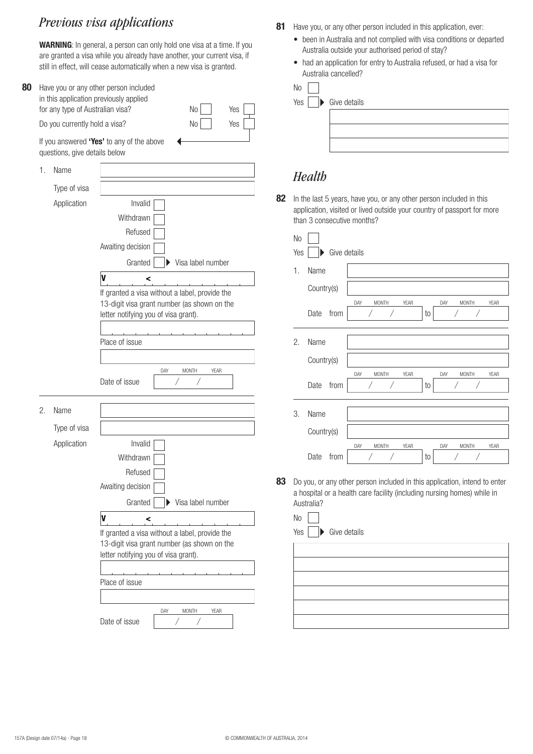## *Previous visa applications*

**WARNING**: In general, a person can only hold one visa at a time. If you are granted a visa while you already have another, your current visa, if still in effect, will cease automatically when a new visa is granted.

**80** Have you or any other person included in this application previously applied for any type of Australian visa? No ☐ Yes ☐

Do you currently hold a visa? No ☐ Yes ☐

If you answered **'Yes'** to any of the above questions, give details below

1. Name

   Type of visa

   Application
   - Invalid ☐
   - Withdrawn ☐
   - Refused ☐
   - Awaiting decision ☐
   - Granted ☐ ▶ Visa label number

   V <

   If granted a visa without a label, provide the 13-digit visa grant number (as shown on the letter notifying you of visa grant).

   Place of issue

   Date of issue DAY / MONTH / YEAR

2. Name

   Type of visa

   Application
   - Invalid ☐
   - Withdrawn ☐
   - Refused ☐
   - Awaiting decision ☐
   - Granted ☐ ▶ Visa label number

   V <

   If granted a visa without a label, provide the 13-digit visa grant number (as shown on the letter notifying you of visa grant).

   Place of issue

   Date of issue DAY / MONTH / YEAR

**81** Have you, or any other person included in this application, ever:

- been in Australia and not complied with visa conditions or departed Australia outside your authorised period of stay?
- had an application for entry to Australia refused, or had a visa for Australia cancelled?

No ☐

Yes ☐ ▶ Give details

## *Health*

**82** In the last 5 years, have you, or any other person included in this application, visited or lived outside your country of passport for more than 3 consecutive months?

No ☐

Yes ☐ ▶ Give details

1. Name

   Country(s)

   Date from DAY / MONTH / YEAR to DAY / MONTH / YEAR

2. Name

   Country(s)

   Date from DAY / MONTH / YEAR to DAY / MONTH / YEAR

3. Name

   Country(s)

   Date from DAY / MONTH / YEAR to DAY / MONTH / YEAR

**83** Do you, or any other person included in this application, intend to enter a hospital or a health care facility (including nursing homes) while in Australia?

No ☐

Yes ☐ ▶ Give details

157A (Design date 07/14a) - Page 18 © COMMONWEALTH OF AUSTRALIA, 2014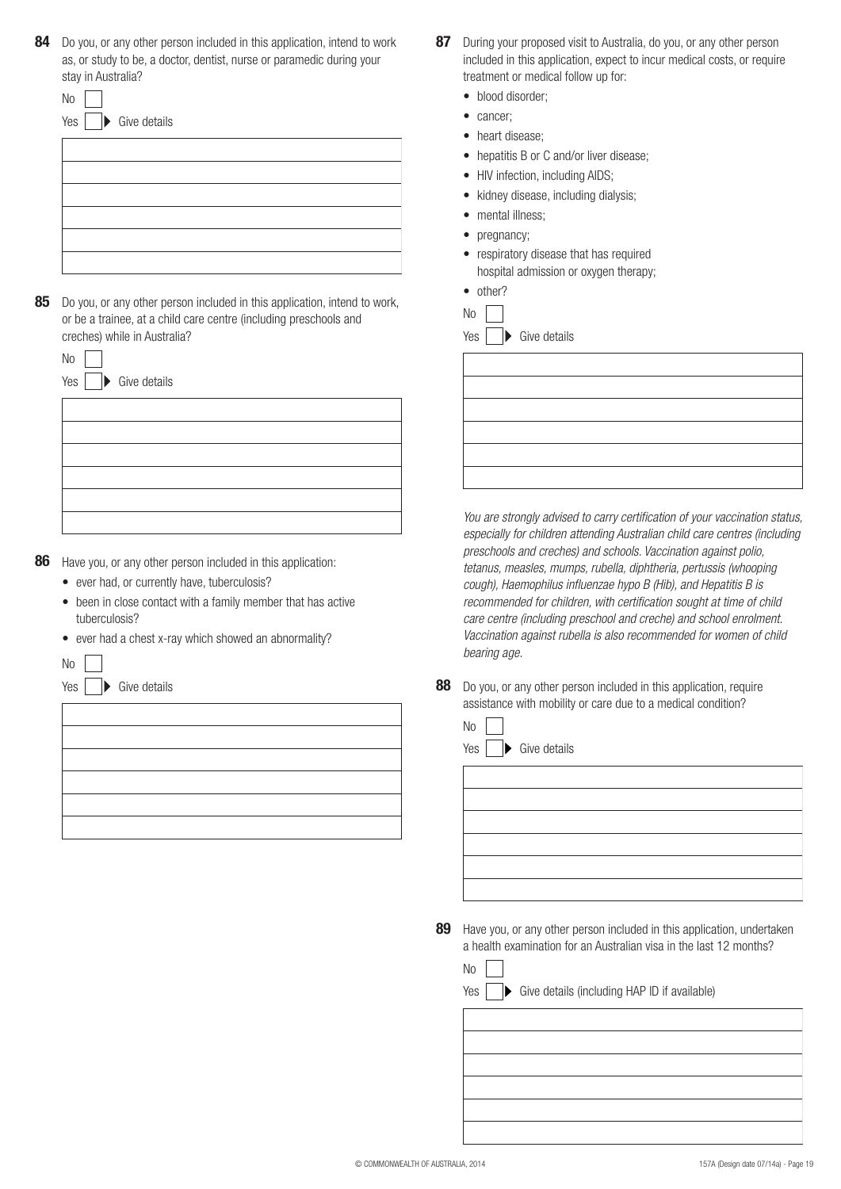**84** Do you, or any other person included in this application, intend to work as, or study to be, a doctor, dentist, nurse or paramedic during your stay in Australia?

No

Yes ▶ Give details

**85** Do you, or any other person included in this application, intend to work, or be a trainee, at a child care centre (including preschools and creches) while in Australia?

No

Yes ▶ Give details

**86** Have you, or any other person included in this application:

- ever had, or currently have, tuberculosis?
- been in close contact with a family member that has active tuberculosis?
- ever had a chest x-ray which showed an abnormality?

No

Yes ▶ Give details

**87** During your proposed visit to Australia, do you, or any other person included in this application, expect to incur medical costs, or require treatment or medical follow up for:

- blood disorder;
- cancer;
- heart disease;
- hepatitis B or C and/or liver disease;
- HIV infection, including AIDS;
- kidney disease, including dialysis;
- mental illness;
- pregnancy;
- respiratory disease that has required hospital admission or oxygen therapy;
- other?

No

Yes ▶ Give details

*You are strongly advised to carry certification of your vaccination status, especially for children attending Australian child care centres (including preschools and creches) and schools. Vaccination against polio, tetanus, measles, mumps, rubella, diphtheria, pertussis (whooping cough), Haemophilus influenzae hypo B (Hib), and Hepatitis B is recommended for children, with certification sought at time of child care centre (including preschool and creche) and school enrolment. Vaccination against rubella is also recommended for women of child bearing age.*

**88** Do you, or any other person included in this application, require assistance with mobility or care due to a medical condition?

No

Yes ▶ Give details

**89** Have you, or any other person included in this application, undertaken a health examination for an Australian visa in the last 12 months?

No

Yes ▶ Give details (including HAP ID if available)

© COMMONWEALTH OF AUSTRALIA, 2014

157A (Design date 07/14a)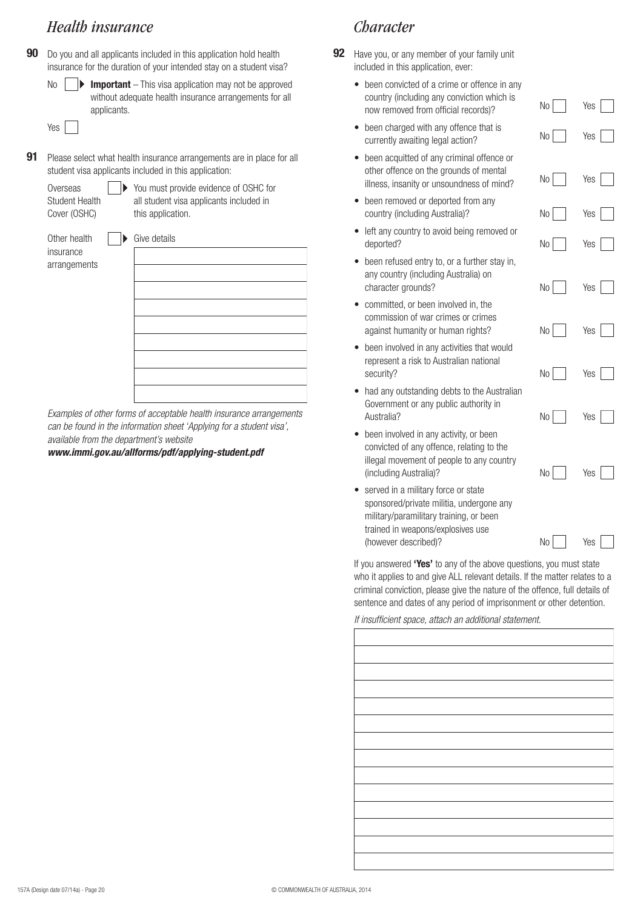## Health insurance

**90** Do you and all applicants included in this application hold health insurance for the duration of your intended stay on a student visa?

No ☐ ▶ **Important** – This visa application may not be approved without adequate health insurance arrangements for all applicants.

Yes ☐

**91** Please select what health insurance arrangements are in place for all student visa applicants included in this application:

Overseas Student Health Cover (OSHC) ☐ ▶ You must provide evidence of OSHC for all student visa applicants included in this application.

Other health insurance arrangements ☐ ▶ Give details

*Examples of other forms of acceptable health insurance arrangements can be found in the information sheet 'Applying for a student visa', available from the department's website* ***www.immi.gov.au/allforms/pdf/applying-student.pdf***

## Character

**92** Have you, or any member of your family unit included in this application, ever:

| | | |
|---|---|---|
| • been convicted of a crime or offence in any country (including any conviction which is now removed from official records)? | No ☐ | Yes ☐ |
| • been charged with any offence that is currently awaiting legal action? | No ☐ | Yes ☐ |
| • been acquitted of any criminal offence or other offence on the grounds of mental illness, insanity or unsoundness of mind? | No ☐ | Yes ☐ |
| • been removed or deported from any country (including Australia)? | No ☐ | Yes ☐ |
| • left any country to avoid being removed or deported? | No ☐ | Yes ☐ |
| • been refused entry to, or a further stay in, any country (including Australia) on character grounds? | No ☐ | Yes ☐ |
| • committed, or been involved in, the commission of war crimes or crimes against humanity or human rights? | No ☐ | Yes ☐ |
| • been involved in any activities that would represent a risk to Australian national security? | No ☐ | Yes ☐ |
| • had any outstanding debts to the Australian Government or any public authority in Australia? | No ☐ | Yes ☐ |
| • been involved in any activity, or been convicted of any offence, relating to the illegal movement of people to any country (including Australia)? | No ☐ | Yes ☐ |
| • served in a military force or state sponsored/private militia, undergone any military/paramilitary training, or been trained in weapons/explosives use (however described)? | No ☐ | Yes ☐ |

If you answered **'Yes'** to any of the above questions, you must state who it applies to and give ALL relevant details. If the matter relates to a criminal conviction, please give the nature of the offence, full details of sentence and dates of any period of imprisonment or other detention.

*If insufficient space, attach an additional statement.*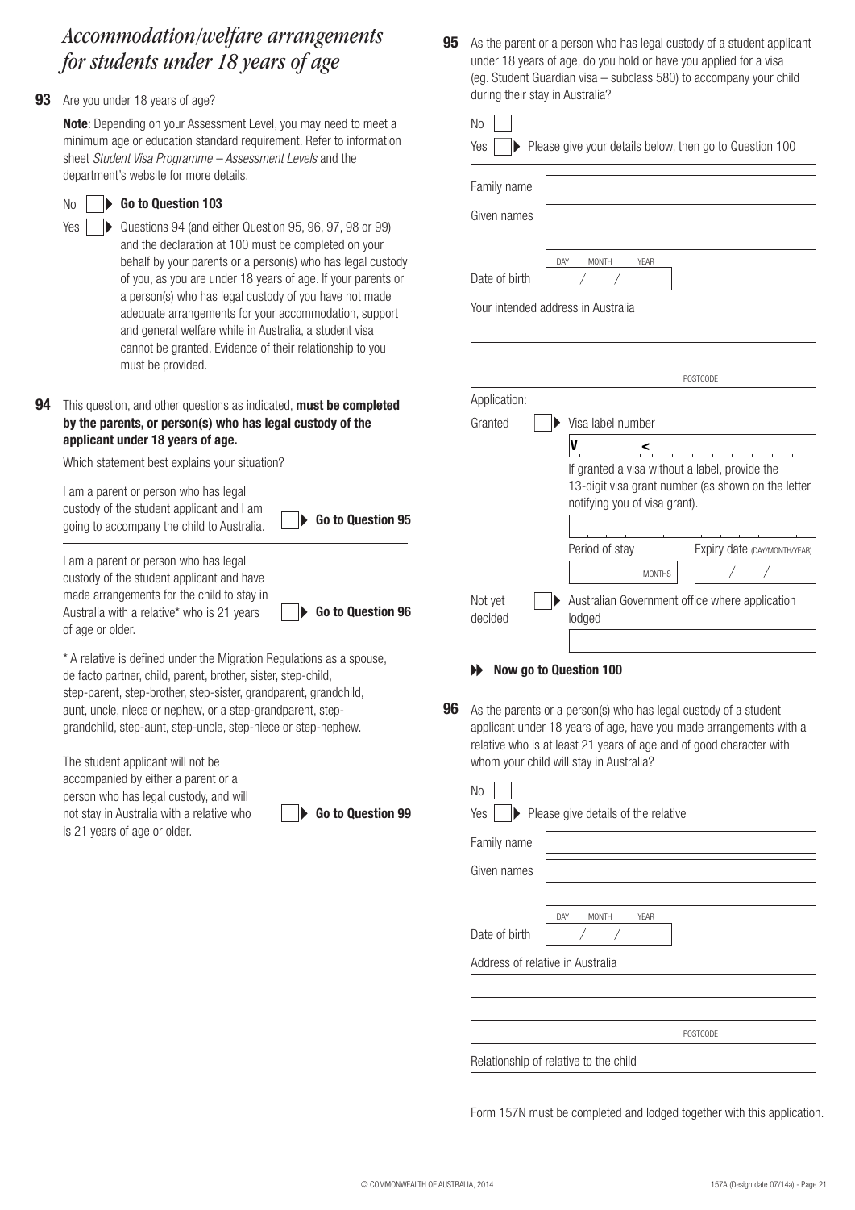# *Accommodation/welfare arrangements for students under 18 years of age*

**93** Are you under 18 years of age?

**Note**: Depending on your Assessment Level, you may need to meet a minimum age or education standard requirement. Refer to information sheet *Student Visa Programme – Assessment Levels* and the department's website for more details.

- No ☐ ▶ **Go to Question 103**
- Yes ☐ ▶ Questions 94 (and either Question 95, 96, 97, 98 or 99) and the declaration at 100 must be completed on your behalf by your parents or a person(s) who has legal custody of you, as you are under 18 years of age. If your parents or a person(s) who has legal custody of you have not made adequate arrangements for your accommodation, support and general welfare while in Australia, a student visa cannot be granted. Evidence of their relationship to you must be provided.

**94** This question, and other questions as indicated, **must be completed by the parents, or person(s) who has legal custody of the applicant under 18 years of age.**

Which statement best explains your situation?

I am a parent or person who has legal custody of the student applicant and I am going to accompany the child to Australia. ☐ ▶ **Go to Question 95**

I am a parent or person who has legal custody of the student applicant and have made arrangements for the child to stay in Australia with a relative* who is 21 years of age or older. ☐ ▶ **Go to Question 96**

\* A relative is defined under the Migration Regulations as a spouse, de facto partner, child, parent, brother, sister, step-child, step-parent, step-brother, step-sister, grandparent, grandchild, aunt, uncle, niece or nephew, or a step-grandparent, step-grandchild, step-aunt, step-uncle, step-niece or step-nephew.

The student applicant will not be accompanied by either a parent or a person who has legal custody, and will not stay in Australia with a relative who is 21 years of age or older. ☐ ▶ **Go to Question 99**

**95** As the parent or a person who has legal custody of a student applicant under 18 years of age, do you hold or have you applied for a visa (eg. Student Guardian visa – subclass 580) to accompany your child during their stay in Australia?

- No ☐
- Yes ☐ ▶ Please give your details below, then go to Question 100

Family name ______

Given names ______

Date of birth (DAY / MONTH / YEAR) ___ / ___ / ___

Your intended address in Australia

______

______

POSTCODE ______

Application:

Granted ☐ ▶ Visa label number

V ___ < ___

If granted a visa without a label, provide the 13-digit visa grant number (as shown on the letter notifying you of visa grant).

______

Period of stay ______ MONTHS

Expiry date (DAY/MONTH/YEAR) ___ / ___ / ___

Not yet decided ☐ ▶ Australian Government office where application lodged

______

▶▶ **Now go to Question 100**

**96** As the parents or a person(s) who has legal custody of a student applicant under 18 years of age, have you made arrangements with a relative who is at least 21 years of age and of good character with whom your child will stay in Australia?

- No ☐
- Yes ☐ ▶ Please give details of the relative

Family name ______

Given names ______

Date of birth (DAY / MONTH / YEAR) ___ / ___ / ___

Address of relative in Australia

______

______

POSTCODE ______

Relationship of relative to the child

______

Form 157N must be completed and lodged together with this application.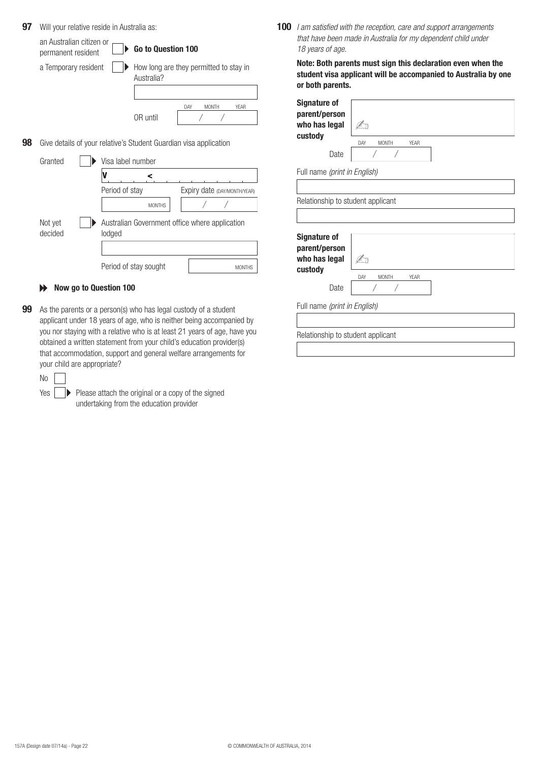**97** Will your relative reside in Australia as:

- an Australian citizen or permanent resident ☐ ▶ **Go to Question 100**
- a Temporary resident ☐ ▶ How long are they permitted to stay in Australia?

  OR until DAY / MONTH / YEAR

**98** Give details of your relative's Student Guardian visa application

- Granted ☐ ▶ Visa label number

  V <

  Period of stay MONTHS

  Expiry date (DAY/MONTH/YEAR)

- Not yet decided ☐ ▶ Australian Government office where application lodged

  Period of stay sought MONTHS

**Now go to Question 100**

**99** As the parents or a person(s) who has legal custody of a student applicant under 18 years of age, who is neither being accompanied by you nor staying with a relative who is at least 21 years of age, have you obtained a written statement from your child's education provider(s) that accommodation, support and general welfare arrangements for your child are appropriate?

- No ☐
- Yes ☐ ▶ Please attach the original or a copy of the signed undertaking from the education provider

**100** *I am satisfied with the reception, care and support arrangements that have been made in Australia for my dependent child under 18 years of age.*

**Note: Both parents must sign this declaration even when the student visa applicant will be accompanied to Australia by one or both parents.**

**Signature of parent/person who has legal custody**

Date DAY / MONTH / YEAR

Full name *(print in English)*

Relationship to student applicant

**Signature of parent/person who has legal custody**

Date DAY / MONTH / YEAR

Full name *(print in English)*

Relationship to student applicant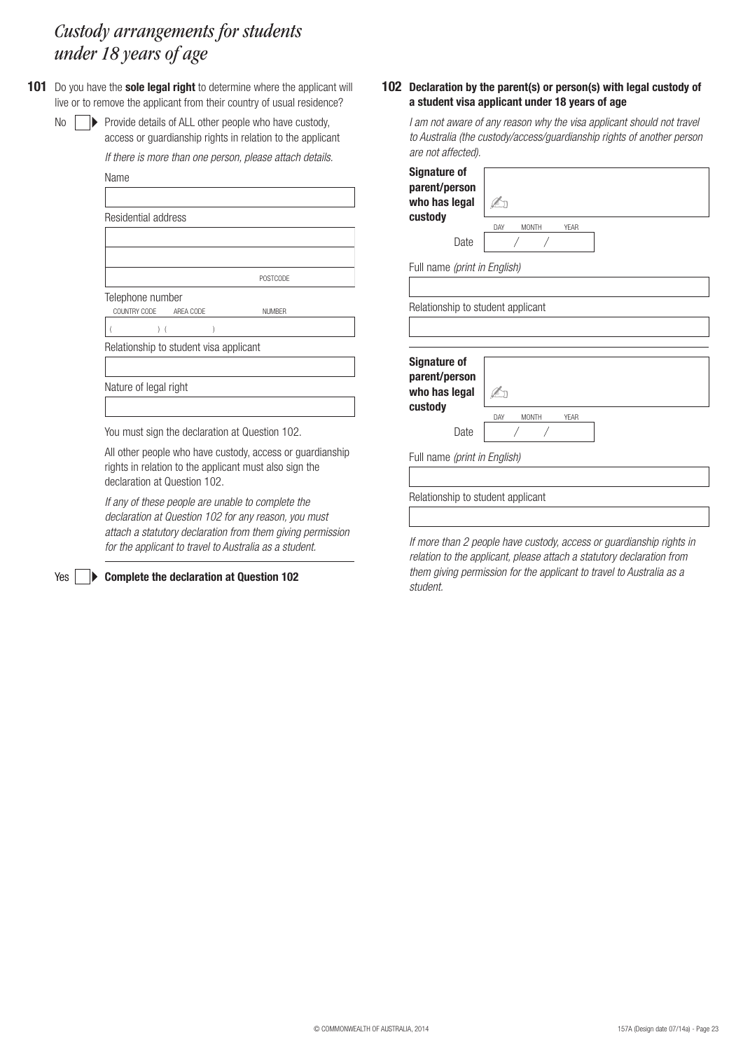# *Custody arrangements for students under 18 years of age*

**101** Do you have the **sole legal right** to determine where the applicant will live or to remove the applicant from their country of usual residence?

No ☐ ▶ Provide details of ALL other people who have custody, access or guardianship rights in relation to the applicant

*If there is more than one person, please attach details.*

Name

Residential address

POSTCODE

Telephone number

COUNTRY CODE ( ) AREA CODE ( ) NUMBER

Relationship to student visa applicant

Nature of legal right

You must sign the declaration at Question 102.

All other people who have custody, access or guardianship rights in relation to the applicant must also sign the declaration at Question 102.

*If any of these people are unable to complete the declaration at Question 102 for any reason, you must attach a statutory declaration from them giving permission for the applicant to travel to Australia as a student.*

Yes ☐ ▶ **Complete the declaration at Question 102**

**102 Declaration by the parent(s) or person(s) with legal custody of a student visa applicant under 18 years of age**

*I am not aware of any reason why the visa applicant should not travel to Australia (the custody/access/guardianship rights of another person are not affected).*

**Signature of parent/person who has legal custody** ✍

Date DAY / MONTH / YEAR

Full name *(print in English)*

Relationship to student applicant

**Signature of parent/person who has legal custody** ✍

Date DAY / MONTH / YEAR

Full name *(print in English)*

Relationship to student applicant

*If more than 2 people have custody, access or guardianship rights in relation to the applicant, please attach a statutory declaration from them giving permission for the applicant to travel to Australia as a student.*

© COMMONWEALTH OF AUSTRALIA, 2014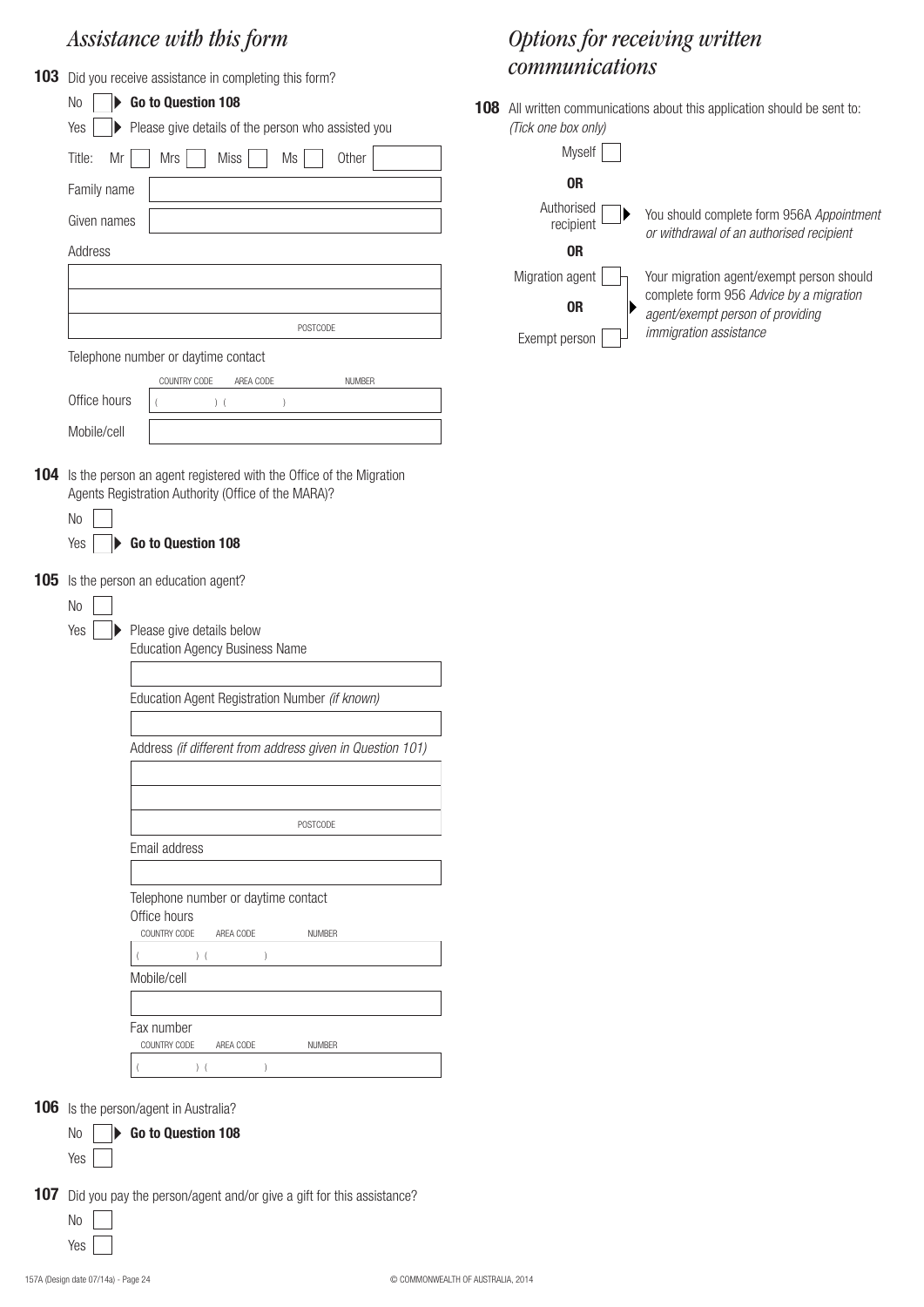## Assistance with this form

**103** Did you receive assistance in completing this form?

No ☐ ▶ **Go to Question 108**

Yes ☐ ▶ Please give details of the person who assisted you

Title: Mr ☐ Mrs ☐ Miss ☐ Ms ☐ Other ________

Family name ________

Given names ________

Address

________

________

________ POSTCODE

Telephone number or daytime contact

Office hours ( COUNTRY CODE ) ( AREA CODE ) NUMBER

Mobile/cell ________

**104** Is the person an agent registered with the Office of the Migration Agents Registration Authority (Office of the MARA)?

No ☐

Yes ☐ ▶ **Go to Question 108**

**105** Is the person an education agent?

No ☐

Yes ☐ ▶ Please give details below

Education Agency Business Name

________

Education Agent Registration Number *(if known)*

________

Address *(if different from address given in Question 101)*

________

________

________ POSTCODE

Email address

________

Telephone number or daytime contact

Office hours

( COUNTRY CODE ) ( AREA CODE ) NUMBER

Mobile/cell

________

Fax number

( COUNTRY CODE ) ( AREA CODE ) NUMBER

**106** Is the person/agent in Australia?

No ☐ ▶ **Go to Question 108**

Yes ☐

**107** Did you pay the person/agent and/or give a gift for this assistance?

No ☐

Yes ☐

## Options for receiving written communications

**108** All written communications about this application should be sent to: *(Tick one box only)*

Myself ☐

**OR**

Authorised recipient ☐ ▶ You should complete form 956A *Appointment or withdrawal of an authorised recipient*

**OR**

Migration agent ☐

**OR**

Exempt person ☐

▶ Your migration agent/exempt person should complete form 956 *Advice by a migration agent/exempt person of providing immigration assistance*

157A (Design date 07/14a) - Page 24

© COMMONWEALTH OF AUSTRALIA, 2014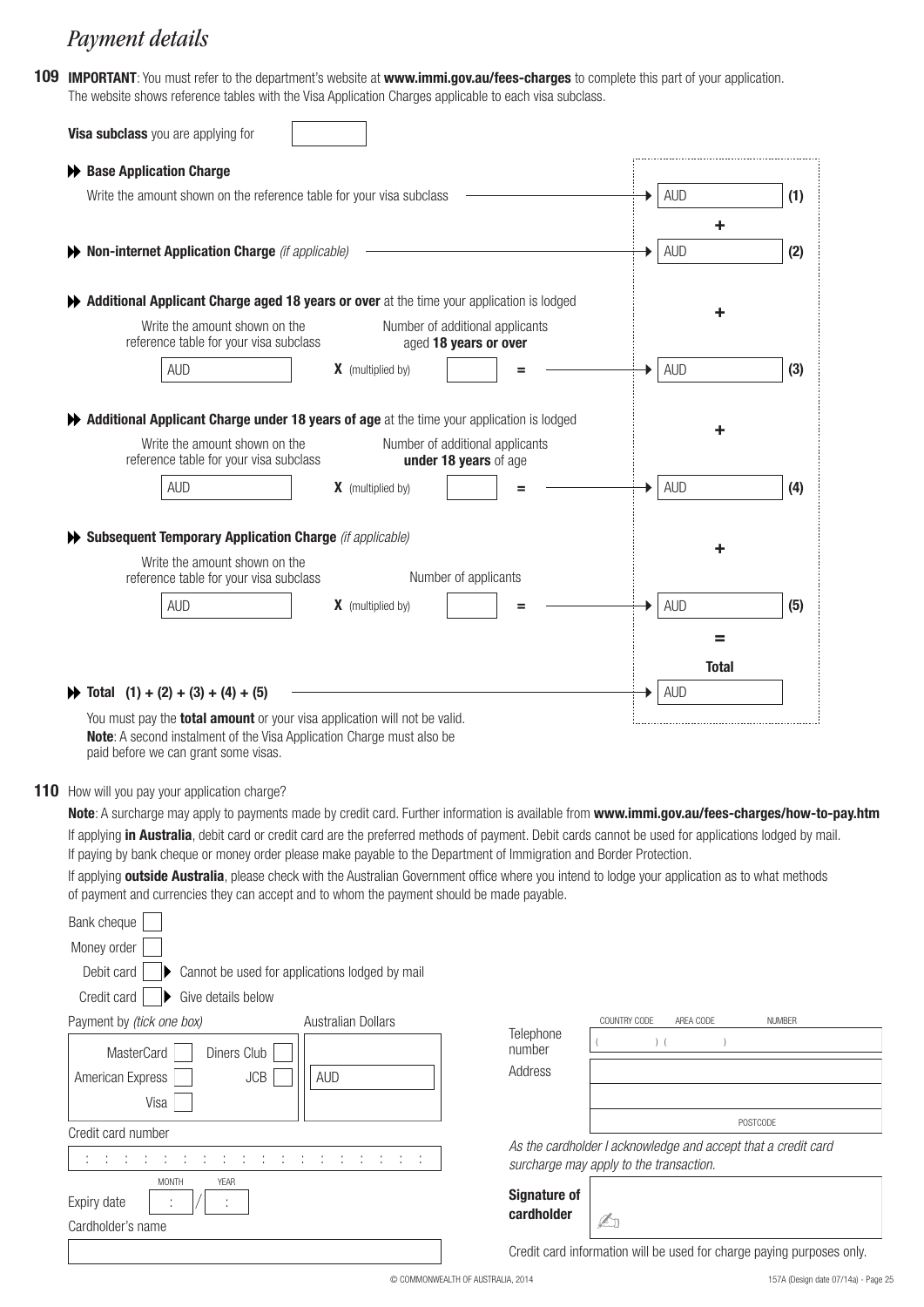# *Payment details*

**109** **IMPORTANT**: You must refer to the department's website at **www.immi.gov.au/fees-charges** to complete this part of your application. The website shows reference tables with the Visa Application Charges applicable to each visa subclass.

**Visa subclass** you are applying for

**Base Application Charge**

Write the amount shown on the reference table for your visa subclass → AUD **(1)**

+

**Non-internet Application Charge** *(if applicable)* → AUD **(2)**

+

**Additional Applicant Charge aged 18 years or over** at the time your application is lodged

| Write the amount shown on the reference table for your visa subclass | | Number of additional applicants aged **18 years or over** | | | |
|---|---|---|---|---|---|
| AUD | **X** (multiplied by) | | = | AUD | **(3)** |

+

**Additional Applicant Charge under 18 years of age** at the time your application is lodged

| Write the amount shown on the reference table for your visa subclass | | Number of additional applicants **under 18 years** of age | | | |
|---|---|---|---|---|---|
| AUD | **X** (multiplied by) | | = | AUD | **(4)** |

+

**Subsequent Temporary Application Charge** *(if applicable)*

| Write the amount shown on the reference table for your visa subclass | | Number of applicants | | | |
|---|---|---|---|---|---|
| AUD | **X** (multiplied by) | | = | AUD | **(5)** |

=

**Total**

**Total (1) + (2) + (3) + (4) + (5)** → AUD

You must pay the **total amount** or your visa application will not be valid.
**Note**: A second instalment of the Visa Application Charge must also be paid before we can grant some visas.

**110** How will you pay your application charge?

**Note**: A surcharge may apply to payments made by credit card. Further information is available from **www.immi.gov.au/fees-charges/how-to-pay.htm**

If applying **in Australia**, debit card or credit card are the preferred methods of payment. Debit cards cannot be used for applications lodged by mail. If paying by bank cheque or money order please make payable to the Department of Immigration and Border Protection.

If applying **outside Australia**, please check with the Australian Government office where you intend to lodge your application as to what methods of payment and currencies they can accept and to whom the payment should be made payable.

- Bank cheque ☐
- Money order ☐
- Debit card ☐ ▶ Cannot be used for applications lodged by mail
- Credit card ☐ ▶ Give details below

Payment by *(tick one box)*

- MasterCard ☐
- Diners Club ☐
- American Express ☐
- JCB ☐
- Visa ☐

Australian Dollars: AUD

Credit card number

Expiry date MONTH / YEAR

Cardholder's name

Telephone number: COUNTRY CODE ( ) AREA CODE ( ) NUMBER

Address

POSTCODE

*As the cardholder I acknowledge and accept that a credit card surcharge may apply to the transaction.*

**Signature of cardholder**

Credit card information will be used for charge paying purposes only.

© COMMONWEALTH OF AUSTRALIA, 2014

157A (Design date 07/14a)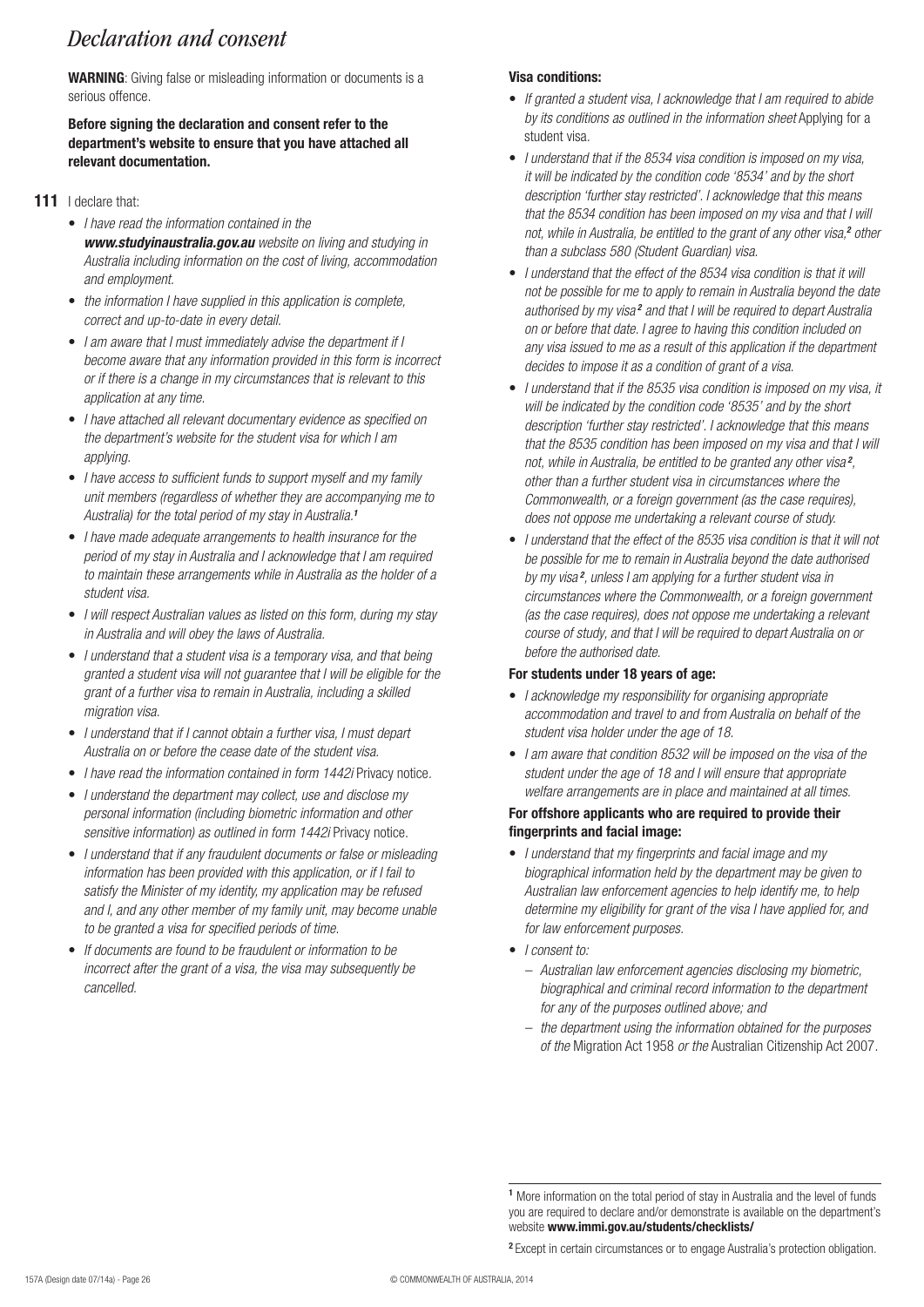# *Declaration and consent*

**WARNING**: Giving false or misleading information or documents is a serious offence.

**Before signing the declaration and consent refer to the department's website to ensure that you have attached all relevant documentation.**

**111** I declare that:

- *I have read the information contained in the* ***www.studyinaustralia.gov.au*** *website on living and studying in Australia including information on the cost of living, accommodation and employment.*
- *the information I have supplied in this application is complete, correct and up-to-date in every detail.*
- *I am aware that I must immediately advise the department if I become aware that any information provided in this form is incorrect or if there is a change in my circumstances that is relevant to this application at any time.*
- *I have attached all relevant documentary evidence as specified on the department's website for the student visa for which I am applying.*
- *I have access to sufficient funds to support myself and my family unit members (regardless of whether they are accompanying me to Australia) for the total period of my stay in Australia.*[1]
- *I have made adequate arrangements to health insurance for the period of my stay in Australia and I acknowledge that I am required to maintain these arrangements while in Australia as the holder of a student visa.*
- *I will respect Australian values as listed on this form, during my stay in Australia and will obey the laws of Australia.*
- *I understand that a student visa is a temporary visa, and that being granted a student visa will not guarantee that I will be eligible for the grant of a further visa to remain in Australia, including a skilled migration visa.*
- *I understand that if I cannot obtain a further visa, I must depart Australia on or before the cease date of the student visa.*
- *I have read the information contained in form 1442i* Privacy notice.
- *I understand the department may collect, use and disclose my personal information (including biometric information and other sensitive information) as outlined in form 1442i* Privacy notice.
- *I understand that if any fraudulent documents or false or misleading information has been provided with this application, or if I fail to satisfy the Minister of my identity, my application may be refused and I, and any other member of my family unit, may become unable to be granted a visa for specified periods of time.*
- *If documents are found to be fraudulent or information to be incorrect after the grant of a visa, the visa may subsequently be cancelled.*

**Visa conditions:**

- *If granted a student visa, I acknowledge that I am required to abide by its conditions as outlined in the information sheet* Applying for a student visa.
- *I understand that if the 8534 visa condition is imposed on my visa, it will be indicated by the condition code '8534' and by the short description 'further stay restricted'. I acknowledge that this means that the 8534 condition has been imposed on my visa and that I will not, while in Australia, be entitled to the grant of any other visa,*[2] *other than a subclass 580 (Student Guardian) visa.*
- *I understand that the effect of the 8534 visa condition is that it will not be possible for me to apply to remain in Australia beyond the date authorised by my visa*[2] *and that I will be required to depart Australia on or before that date. I agree to having this condition included on any visa issued to me as a result of this application if the department decides to impose it as a condition of grant of a visa.*
- *I understand that if the 8535 visa condition is imposed on my visa, it will be indicated by the condition code '8535' and by the short description 'further stay restricted'. I acknowledge that this means that the 8535 condition has been imposed on my visa and that I will not, while in Australia, be entitled to be granted any other visa*[2]*, other than a further student visa in circumstances where the Commonwealth, or a foreign government (as the case requires), does not oppose me undertaking a relevant course of study.*
- *I understand that the effect of the 8535 visa condition is that it will not be possible for me to remain in Australia beyond the date authorised by my visa*[2]*, unless I am applying for a further student visa in circumstances where the Commonwealth, or a foreign government (as the case requires), does not oppose me undertaking a relevant course of study, and that I will be required to depart Australia on or before the authorised date.*

**For students under 18 years of age:**

- *I acknowledge my responsibility for organising appropriate accommodation and travel to and from Australia on behalf of the student visa holder under the age of 18.*
- *I am aware that condition 8532 will be imposed on the visa of the student under the age of 18 and I will ensure that appropriate welfare arrangements are in place and maintained at all times.*

**For offshore applicants who are required to provide their fingerprints and facial image:**

- *I understand that my fingerprints and facial image and my biographical information held by the department may be given to Australian law enforcement agencies to help identify me, to help determine my eligibility for grant of the visa I have applied for, and for law enforcement purposes.*
- *I consent to:*
  - *Australian law enforcement agencies disclosing my biometric, biographical and criminal record information to the department for any of the purposes outlined above; and*
  - *the department using the information obtained for the purposes of the* Migration Act 1958 *or the* Australian Citizenship Act 2007.

---

[1] More information on the total period of stay in Australia and the level of funds you are required to declare and/or demonstrate is available on the department's website **www.immi.gov.au/students/checklists/**

[2] Except in certain circumstances or to engage Australia's protection obligation.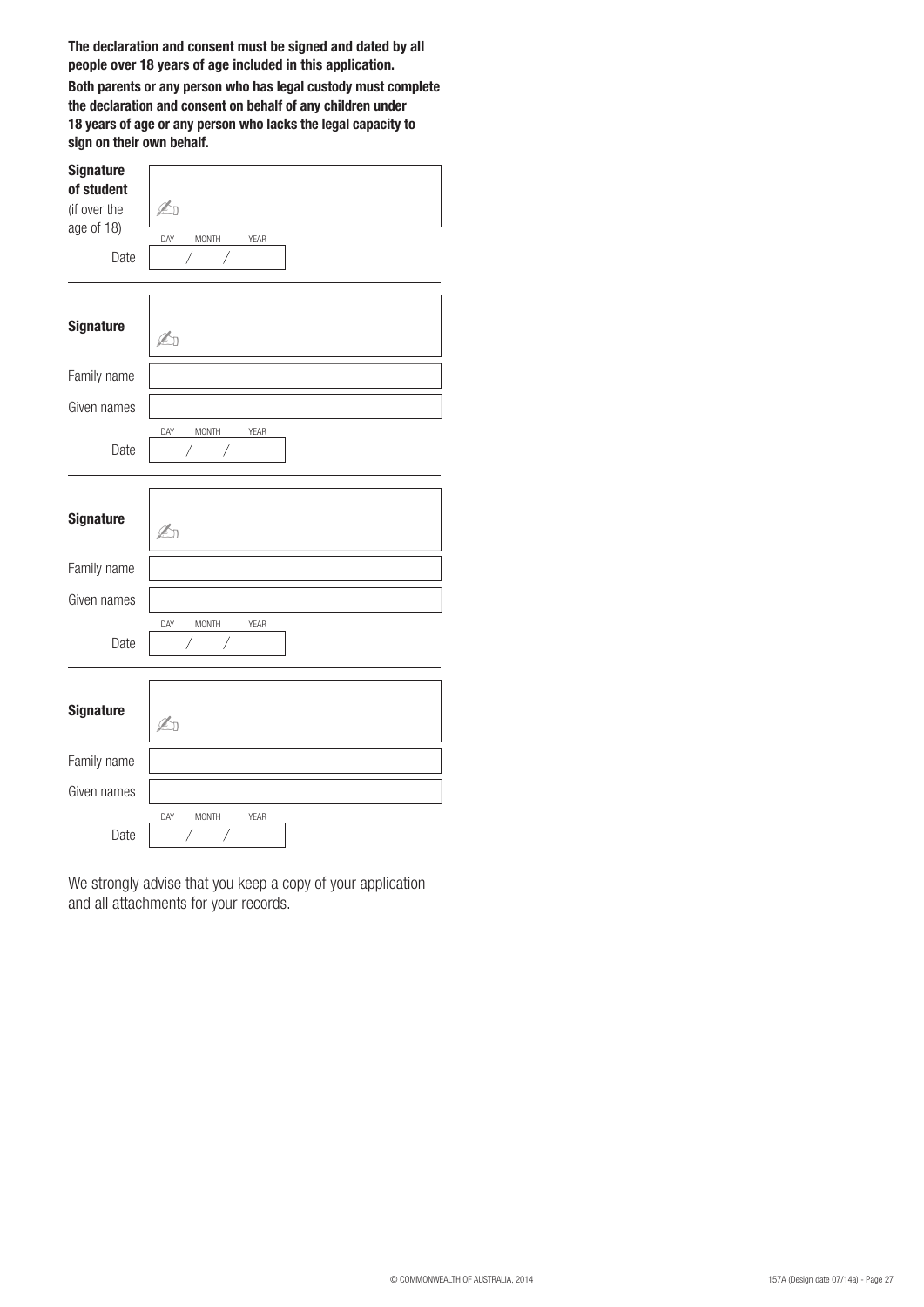**The declaration and consent must be signed and dated by all people over 18 years of age included in this application.**

**Both parents or any person who has legal custody must complete the declaration and consent on behalf of any children under 18 years of age or any person who lacks the legal capacity to sign on their own behalf.**

**Signature of student** (if over the age of 18) ✍

Date DAY / MONTH / YEAR

---

**Signature** ✍

Family name

Given names

Date DAY / MONTH / YEAR

---

**Signature** ✍

Family name

Given names

Date DAY / MONTH / YEAR

---

**Signature** ✍

Family name

Given names

Date DAY / MONTH / YEAR

We strongly advise that you keep a copy of your application and all attachments for your records.

© COMMONWEALTH OF AUSTRALIA, 2014

157A (Design date 07/14a)